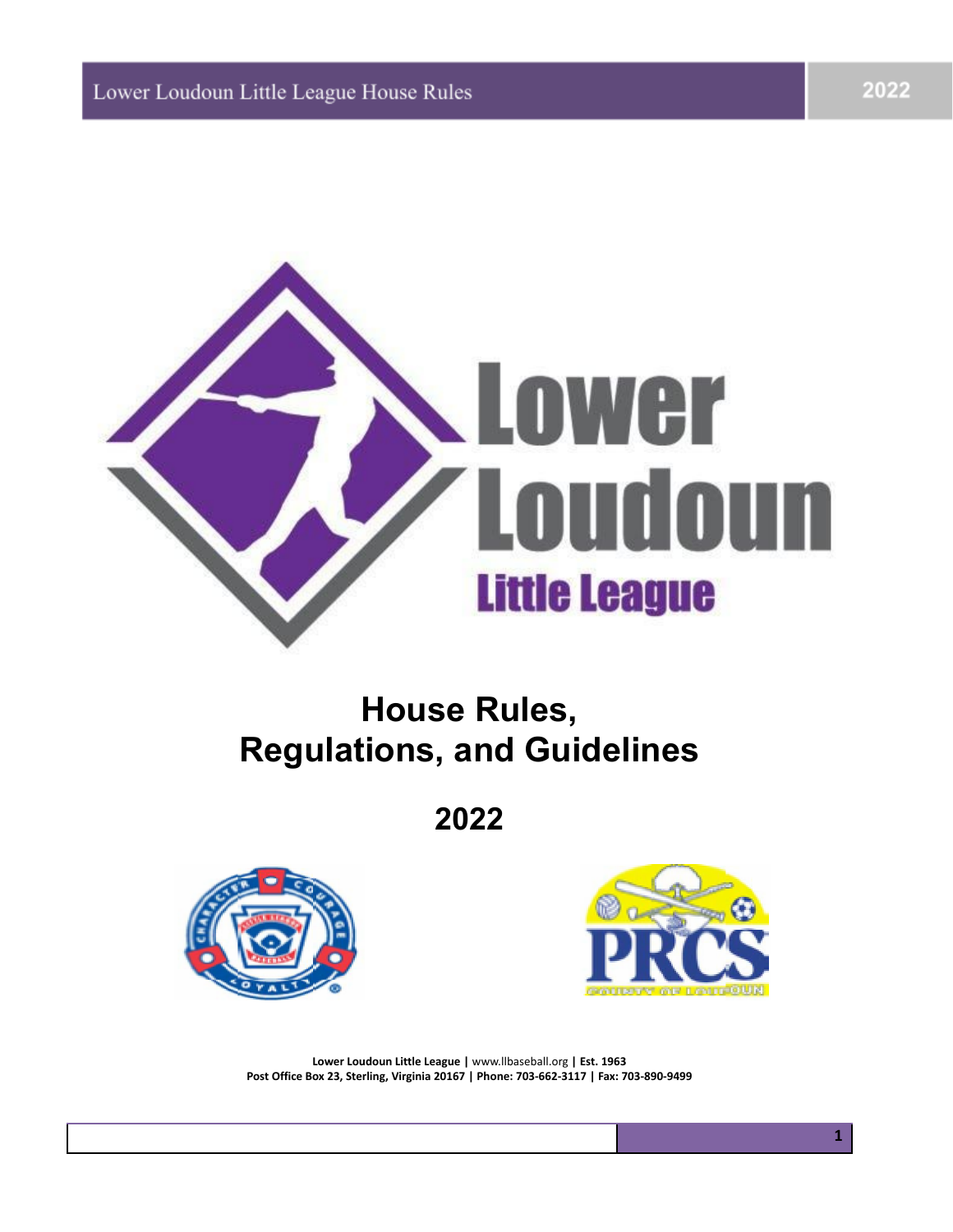# House Rules, Regulations, and Guidelines

## 2022

**Lower Loudoun Little League |** www.llbaseball.org **| Est. 1963**
**Post Office Box 23, Sterling, Virginia 20167 | Phone: 703-662-3117 | Fax: 703-890-9499**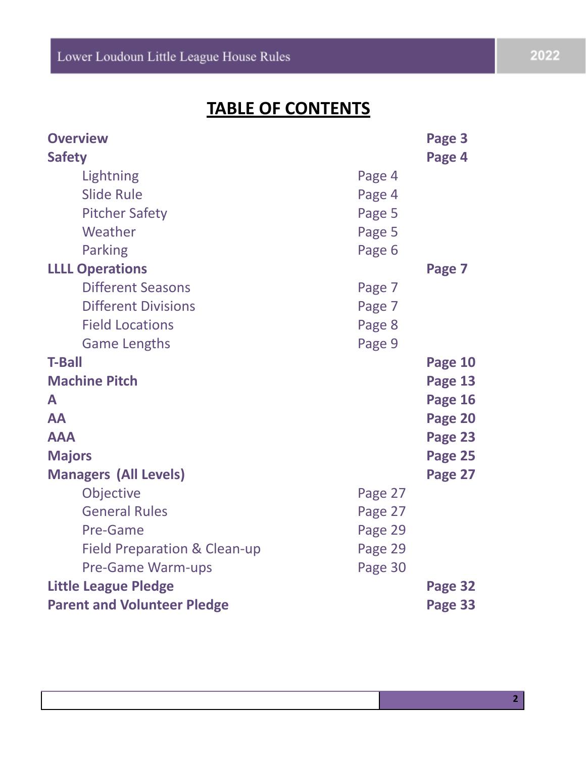# TABLE OF CONTENTS

| | | |
|---|---|---|
| **Overview** | | **Page 3** |
| **Safety** | | **Page 4** |
| Lightning | Page 4 | |
| Slide Rule | Page 4 | |
| Pitcher Safety | Page 5 | |
| Weather | Page 5 | |
| Parking | Page 6 | |
| **LLLL Operations** | | **Page 7** |
| Different Seasons | Page 7 | |
| Different Divisions | Page 7 | |
| Field Locations | Page 8 | |
| Game Lengths | Page 9 | |
| **T-Ball** | | **Page 10** |
| **Machine Pitch** | | **Page 13** |
| **A** | | **Page 16** |
| **AA** | | **Page 20** |
| **AAA** | | **Page 23** |
| **Majors** | | **Page 25** |
| **Managers (All Levels)** | | **Page 27** |
| Objective | Page 27 | |
| General Rules | Page 27 | |
| Pre-Game | Page 29 | |
| Field Preparation & Clean-up | Page 29 | |
| Pre-Game Warm-ups | Page 30 | |
| **Little League Pledge** | | **Page 32** |
| **Parent and Volunteer Pledge** | | **Page 33** |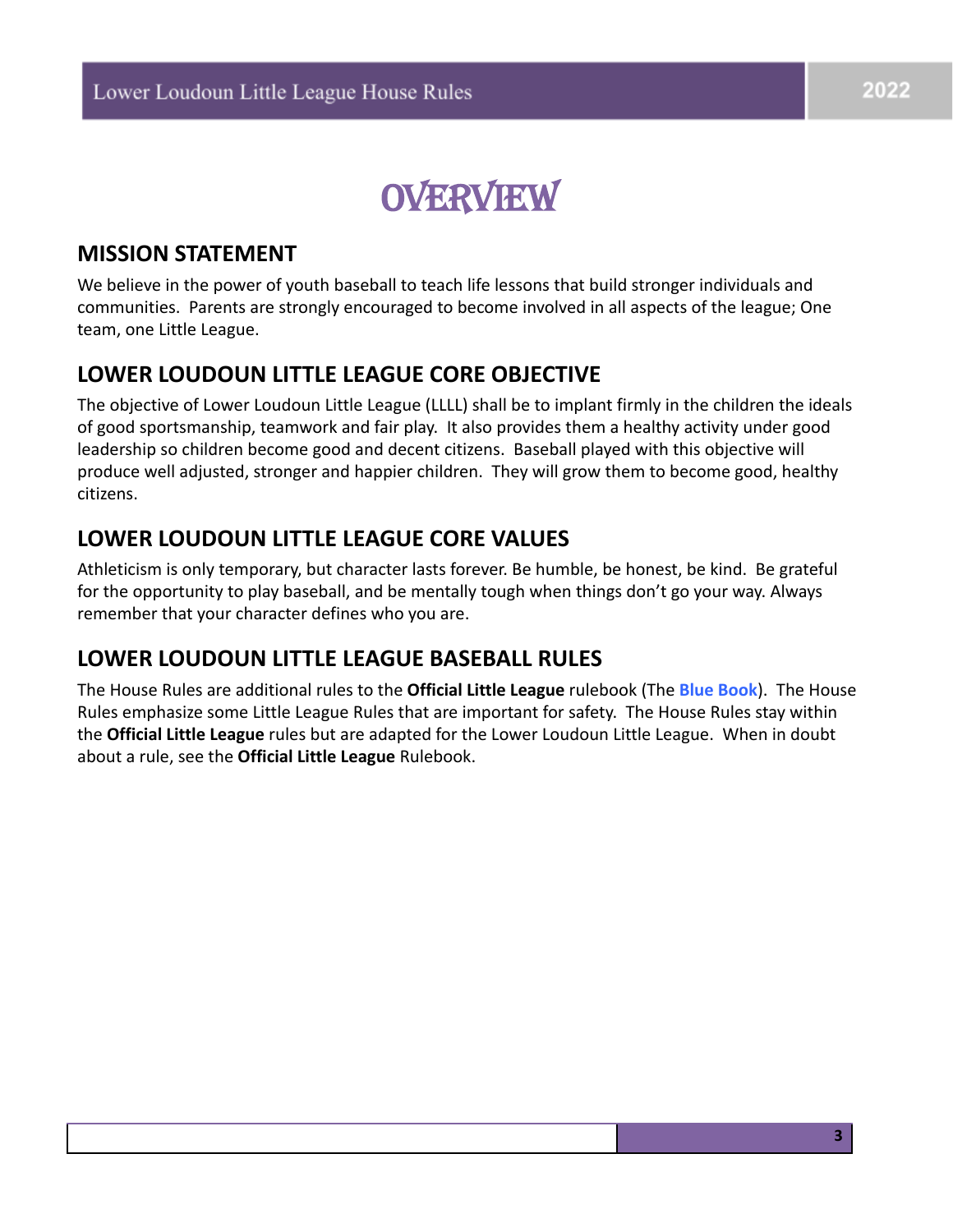# OVERVIEW

## MISSION STATEMENT

We believe in the power of youth baseball to teach life lessons that build stronger individuals and communities. Parents are strongly encouraged to become involved in all aspects of the league; One team, one Little League.

## LOWER LOUDOUN LITTLE LEAGUE CORE OBJECTIVE

The objective of Lower Loudoun Little League (LLLL) shall be to implant firmly in the children the ideals of good sportsmanship, teamwork and fair play. It also provides them a healthy activity under good leadership so children become good and decent citizens. Baseball played with this objective will produce well adjusted, stronger and happier children. They will grow them to become good, healthy citizens.

## LOWER LOUDOUN LITTLE LEAGUE CORE VALUES

Athleticism is only temporary, but character lasts forever. Be humble, be honest, be kind. Be grateful for the opportunity to play baseball, and be mentally tough when things don't go your way. Always remember that your character defines who you are.

## LOWER LOUDOUN LITTLE LEAGUE BASEBALL RULES

The House Rules are additional rules to the **Official Little League** rulebook (The **Blue Book**). The House Rules emphasize some Little League Rules that are important for safety. The House Rules stay within the **Official Little League** rules but are adapted for the Lower Loudoun Little League. When in doubt about a rule, see the **Official Little League** Rulebook.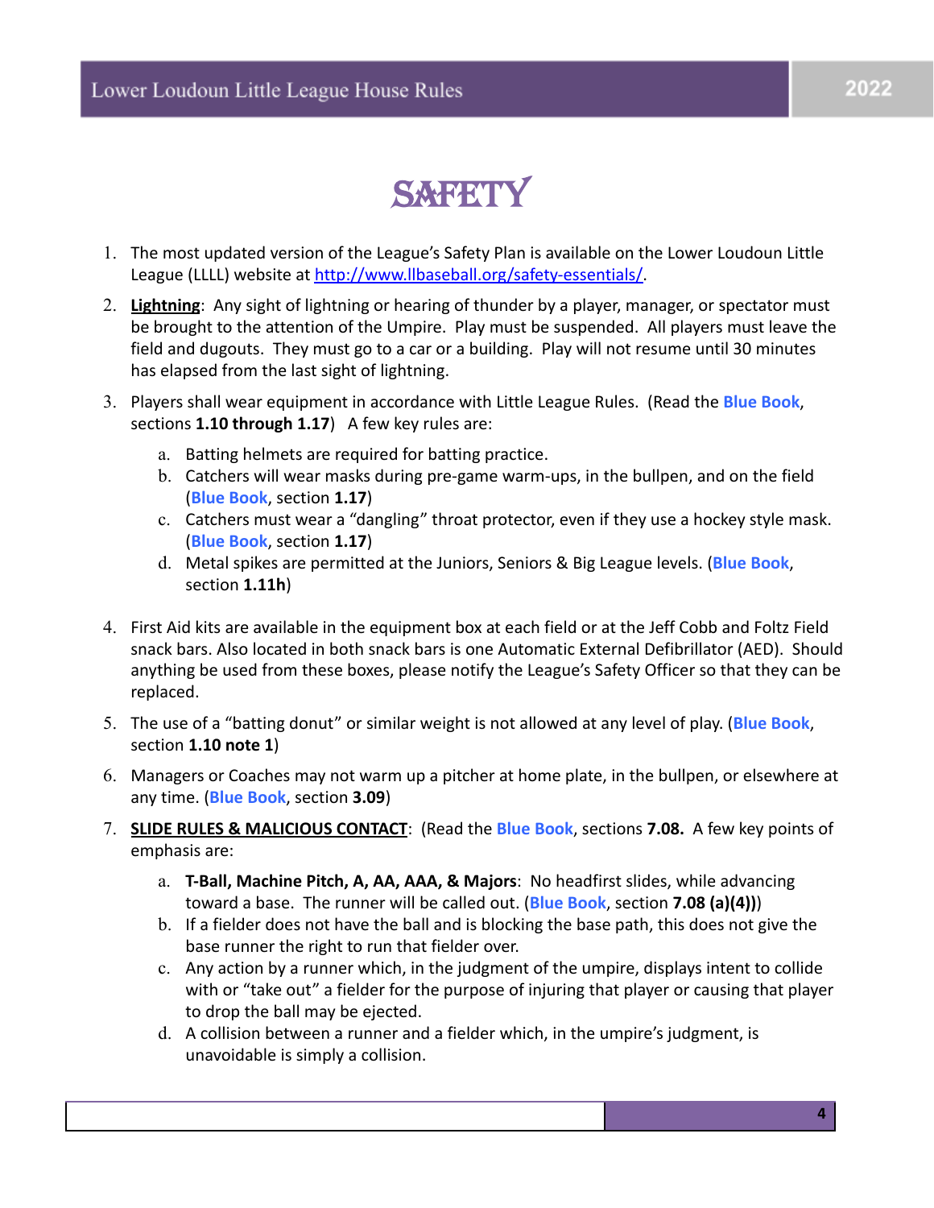# SAFETY

1. The most updated version of the League's Safety Plan is available on the Lower Loudoun Little League (LLLL) website at [http://www.llbaseball.org/safety-essentials/](http://www.llbaseball.org/safety-essentials/).
2. **Lightning**: Any sight of lightning or hearing of thunder by a player, manager, or spectator must be brought to the attention of the Umpire. Play must be suspended. All players must leave the field and dugouts. They must go to a car or a building. Play will not resume until 30 minutes has elapsed from the last sight of lightning.
3. Players shall wear equipment in accordance with Little League Rules. (Read the **Blue Book**, sections **1.10 through 1.17**) A few key rules are:
   a. Batting helmets are required for batting practice.
   b. Catchers will wear masks during pre-game warm-ups, in the bullpen, and on the field (**Blue Book**, section **1.17**)
   c. Catchers must wear a "dangling" throat protector, even if they use a hockey style mask. (**Blue Book**, section **1.17**)
   d. Metal spikes are permitted at the Juniors, Seniors & Big League levels. (**Blue Book**, section **1.11h**)
4. First Aid kits are available in the equipment box at each field or at the Jeff Cobb and Foltz Field snack bars. Also located in both snack bars is one Automatic External Defibrillator (AED). Should anything be used from these boxes, please notify the League's Safety Officer so that they can be replaced.
5. The use of a "batting donut" or similar weight is not allowed at any level of play. (**Blue Book**, section **1.10 note 1**)
6. Managers or Coaches may not warm up a pitcher at home plate, in the bullpen, or elsewhere at any time. (**Blue Book**, section **3.09**)
7. **SLIDE RULES & MALICIOUS CONTACT**: (Read the **Blue Book**, sections **7.08.** A few key points of emphasis are:
   a. **T-Ball, Machine Pitch, A, AA, AAA, & Majors**: No headfirst slides, while advancing toward a base. The runner will be called out. (**Blue Book**, section **7.08 (a)(4)**))
   b. If a fielder does not have the ball and is blocking the base path, this does not give the base runner the right to run that fielder over.
   c. Any action by a runner which, in the judgment of the umpire, displays intent to collide with or "take out" a fielder for the purpose of injuring that player or causing that player to drop the ball may be ejected.
   d. A collision between a runner and a fielder which, in the umpire's judgment, is unavoidable is simply a collision.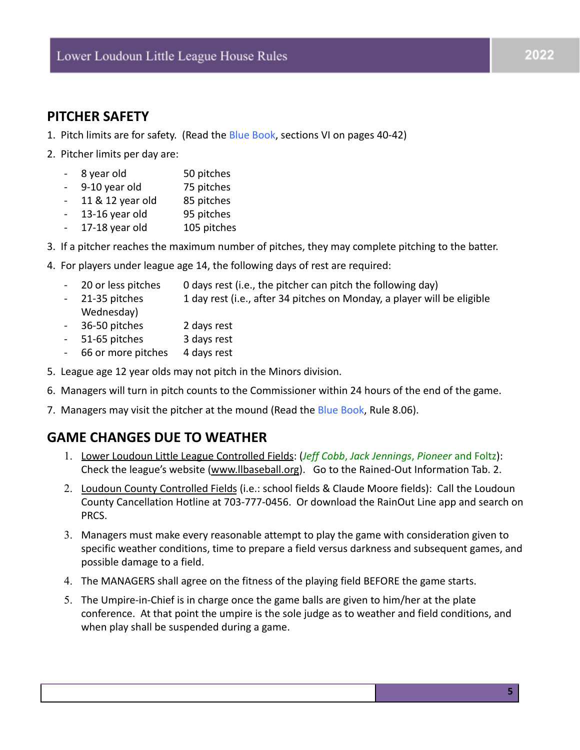## PITCHER SAFETY

1. Pitch limits are for safety. (Read the Blue Book, sections VI on pages 40-42)
2. Pitcher limits per day are:
   - 8 year old 50 pitches
   - 9-10 year old 75 pitches
   - 11 & 12 year old 85 pitches
   - 13-16 year old 95 pitches
   - 17-18 year old 105 pitches
3. If a pitcher reaches the maximum number of pitches, they may complete pitching to the batter.
4. For players under league age 14, the following days of rest are required:
   - 20 or less pitches 0 days rest (i.e., the pitcher can pitch the following day)
   - 21-35 pitches 1 day rest (i.e., after 34 pitches on Monday, a player will be eligible Wednesday)
   - 36-50 pitches 2 days rest
   - 51-65 pitches 3 days rest
   - 66 or more pitches 4 days rest
5. League age 12 year olds may not pitch in the Minors division.
6. Managers will turn in pitch counts to the Commissioner within 24 hours of the end of the game.
7. Managers may visit the pitcher at the mound (Read the Blue Book, Rule 8.06).

## GAME CHANGES DUE TO WEATHER

1. Lower Loudoun Little League Controlled Fields: (*Jeff Cobb*, *Jack Jennings*, *Pioneer* and Foltz): Check the league's website (www.llbaseball.org). Go to the Rained-Out Information Tab. 2.
2. Loudoun County Controlled Fields (i.e.: school fields & Claude Moore fields): Call the Loudoun County Cancellation Hotline at 703-777-0456. Or download the RainOut Line app and search on PRCS.
3. Managers must make every reasonable attempt to play the game with consideration given to specific weather conditions, time to prepare a field versus darkness and subsequent games, and possible damage to a field.
4. The MANAGERS shall agree on the fitness of the playing field BEFORE the game starts.
5. The Umpire-in-Chief is in charge once the game balls are given to him/her at the plate conference. At that point the umpire is the sole judge as to weather and field conditions, and when play shall be suspended during a game.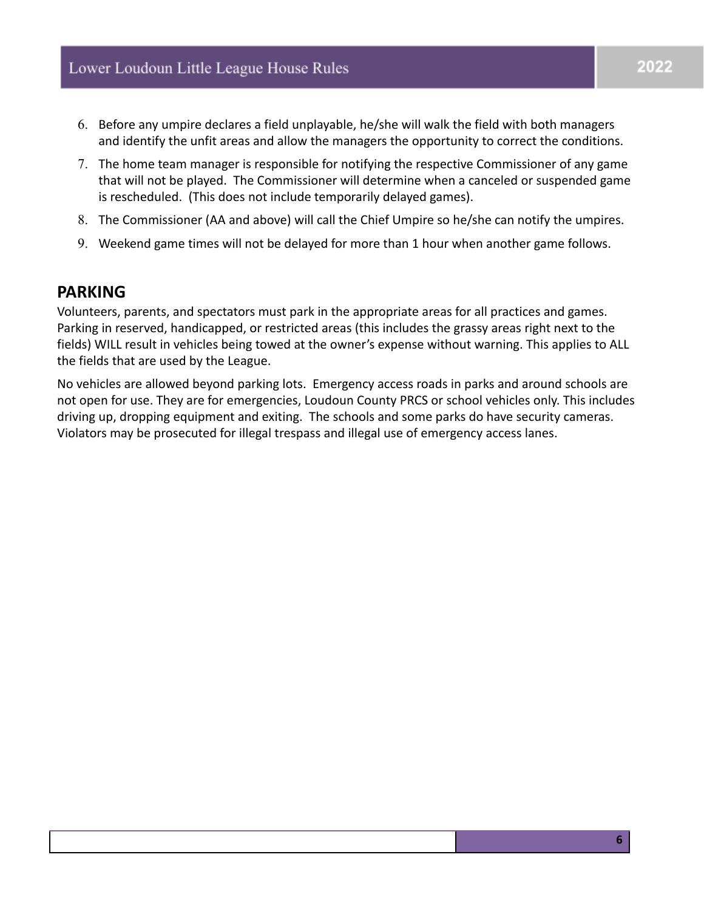6. Before any umpire declares a field unplayable, he/she will walk the field with both managers and identify the unfit areas and allow the managers the opportunity to correct the conditions.
7. The home team manager is responsible for notifying the respective Commissioner of any game that will not be played. The Commissioner will determine when a canceled or suspended game is rescheduled. (This does not include temporarily delayed games).
8. The Commissioner (AA and above) will call the Chief Umpire so he/she can notify the umpires.
9. Weekend game times will not be delayed for more than 1 hour when another game follows.

## PARKING

Volunteers, parents, and spectators must park in the appropriate areas for all practices and games. Parking in reserved, handicapped, or restricted areas (this includes the grassy areas right next to the fields) WILL result in vehicles being towed at the owner's expense without warning. This applies to ALL the fields that are used by the League.

No vehicles are allowed beyond parking lots. Emergency access roads in parks and around schools are not open for use. They are for emergencies, Loudoun County PRCS or school vehicles only. This includes driving up, dropping equipment and exiting. The schools and some parks do have security cameras. Violators may be prosecuted for illegal trespass and illegal use of emergency access lanes.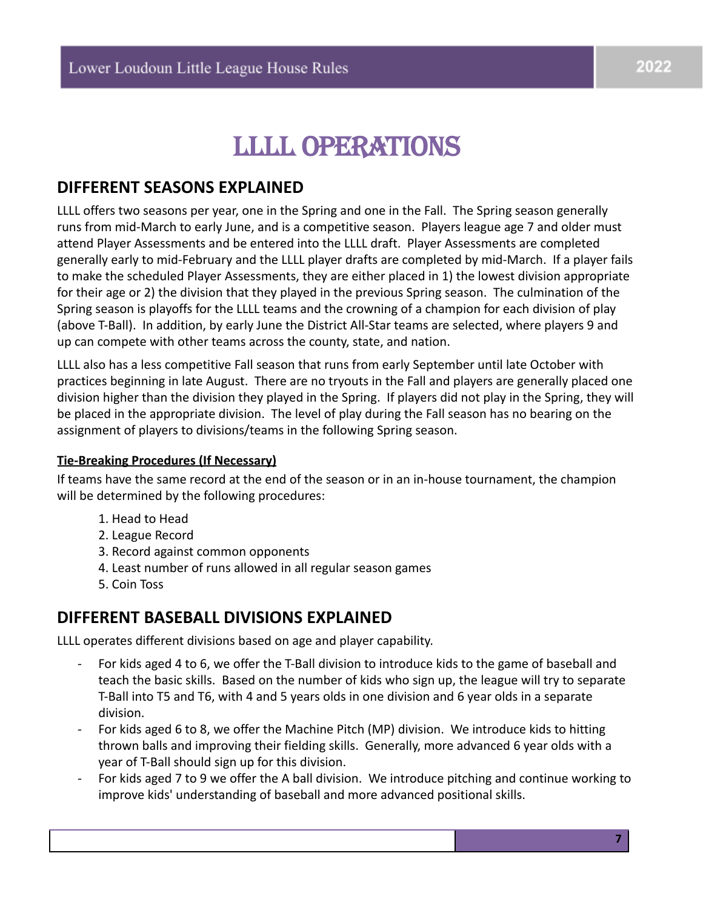# LLLL OPERATIONS

## DIFFERENT SEASONS EXPLAINED

LLLL offers two seasons per year, one in the Spring and one in the Fall. The Spring season generally runs from mid-March to early June, and is a competitive season. Players league age 7 and older must attend Player Assessments and be entered into the LLLL draft. Player Assessments are completed generally early to mid-February and the LLLL player drafts are completed by mid-March. If a player fails to make the scheduled Player Assessments, they are either placed in 1) the lowest division appropriate for their age or 2) the division that they played in the previous Spring season. The culmination of the Spring season is playoffs for the LLLL teams and the crowning of a champion for each division of play (above T-Ball). In addition, by early June the District All-Star teams are selected, where players 9 and up can compete with other teams across the county, state, and nation.

LLLL also has a less competitive Fall season that runs from early September until late October with practices beginning in late August. There are no tryouts in the Fall and players are generally placed one division higher than the division they played in the Spring. If players did not play in the Spring, they will be placed in the appropriate division. The level of play during the Fall season has no bearing on the assignment of players to divisions/teams in the following Spring season.

**Tie-Breaking Procedures (If Necessary)**

If teams have the same record at the end of the season or in an in-house tournament, the champion will be determined by the following procedures:

1. Head to Head
2. League Record
3. Record against common opponents
4. Least number of runs allowed in all regular season games
5. Coin Toss

## DIFFERENT BASEBALL DIVISIONS EXPLAINED

LLLL operates different divisions based on age and player capability.

- For kids aged 4 to 6, we offer the T-Ball division to introduce kids to the game of baseball and teach the basic skills. Based on the number of kids who sign up, the league will try to separate T-Ball into T5 and T6, with 4 and 5 years olds in one division and 6 year olds in a separate division.
- For kids aged 6 to 8, we offer the Machine Pitch (MP) division. We introduce kids to hitting thrown balls and improving their fielding skills. Generally, more advanced 6 year olds with a year of T-Ball should sign up for this division.
- For kids aged 7 to 9 we offer the A ball division. We introduce pitching and continue working to improve kids' understanding of baseball and more advanced positional skills.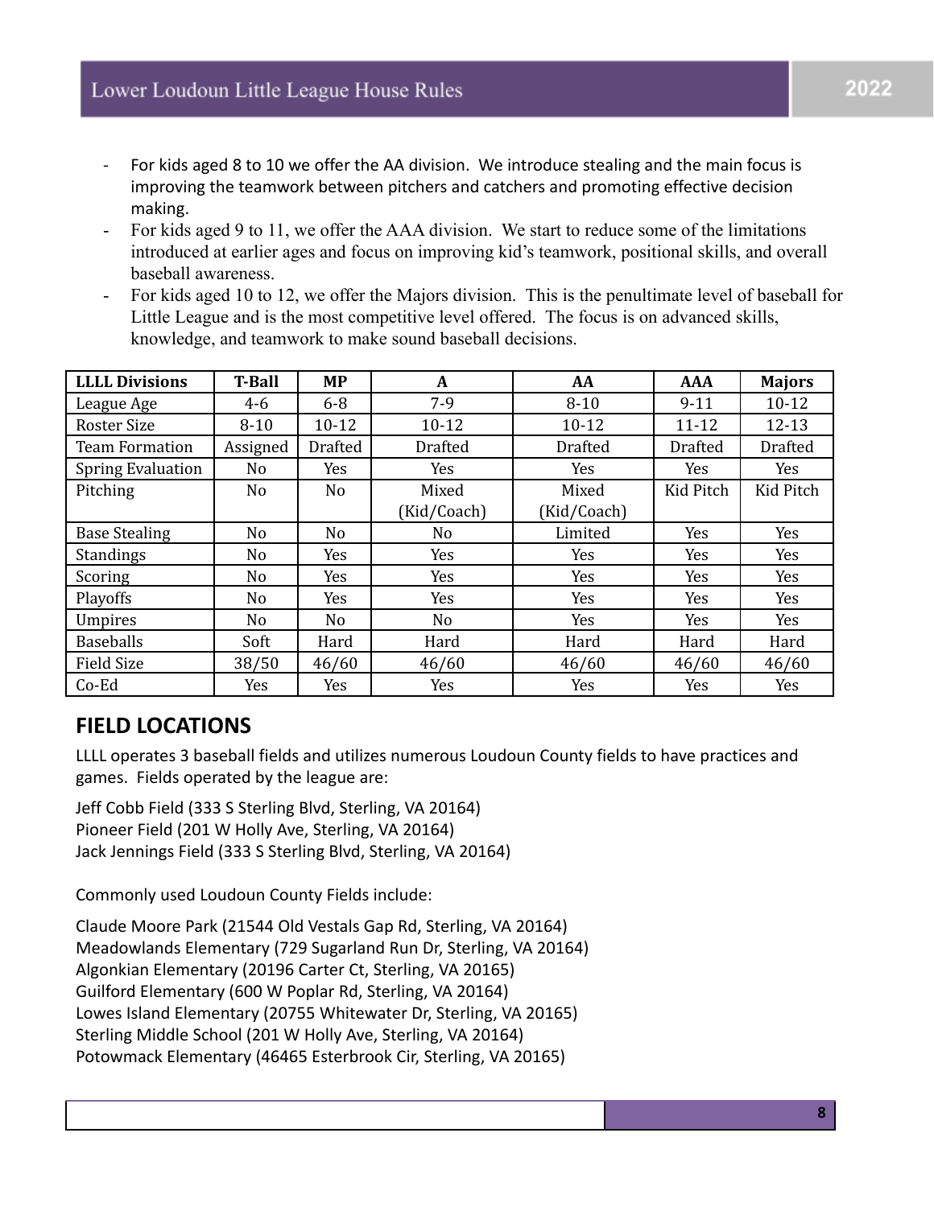- For kids aged 8 to 10 we offer the AA division. We introduce stealing and the main focus is improving the teamwork between pitchers and catchers and promoting effective decision making.
- For kids aged 9 to 11, we offer the AAA division. We start to reduce some of the limitations introduced at earlier ages and focus on improving kid's teamwork, positional skills, and overall baseball awareness.
- For kids aged 10 to 12, we offer the Majors division. This is the penultimate level of baseball for Little League and is the most competitive level offered. The focus is on advanced skills, knowledge, and teamwork to make sound baseball decisions.

| LLLL Divisions | T-Ball | MP | A | AA | AAA | Majors |
|---|---|---|---|---|---|---|
| League Age | 4-6 | 6-8 | 7-9 | 8-10 | 9-11 | 10-12 |
| Roster Size | 8-10 | 10-12 | 10-12 | 10-12 | 11-12 | 12-13 |
| Team Formation | Assigned | Drafted | Drafted | Drafted | Drafted | Drafted |
| Spring Evaluation | No | Yes | Yes | Yes | Yes | Yes |
| Pitching | No | No | Mixed (Kid/Coach) | Mixed (Kid/Coach) | Kid Pitch | Kid Pitch |
| Base Stealing | No | No | No | Limited | Yes | Yes |
| Standings | No | Yes | Yes | Yes | Yes | Yes |
| Scoring | No | Yes | Yes | Yes | Yes | Yes |
| Playoffs | No | Yes | Yes | Yes | Yes | Yes |
| Umpires | No | No | No | Yes | Yes | Yes |
| Baseballs | Soft | Hard | Hard | Hard | Hard | Hard |
| Field Size | 38/50 | 46/60 | 46/60 | 46/60 | 46/60 | 46/60 |
| Co-Ed | Yes | Yes | Yes | Yes | Yes | Yes |

## FIELD LOCATIONS

LLLL operates 3 baseball fields and utilizes numerous Loudoun County fields to have practices and games. Fields operated by the league are:

Jeff Cobb Field (333 S Sterling Blvd, Sterling, VA 20164)
Pioneer Field (201 W Holly Ave, Sterling, VA 20164)
Jack Jennings Field (333 S Sterling Blvd, Sterling, VA 20164)

Commonly used Loudoun County Fields include:

Claude Moore Park (21544 Old Vestals Gap Rd, Sterling, VA 20164)
Meadowlands Elementary (729 Sugarland Run Dr, Sterling, VA 20164)
Algonkian Elementary (20196 Carter Ct, Sterling, VA 20165)
Guilford Elementary (600 W Poplar Rd, Sterling, VA 20164)
Lowes Island Elementary (20755 Whitewater Dr, Sterling, VA 20165)
Sterling Middle School (201 W Holly Ave, Sterling, VA 20164)
Potowmack Elementary (46465 Esterbrook Cir, Sterling, VA 20165)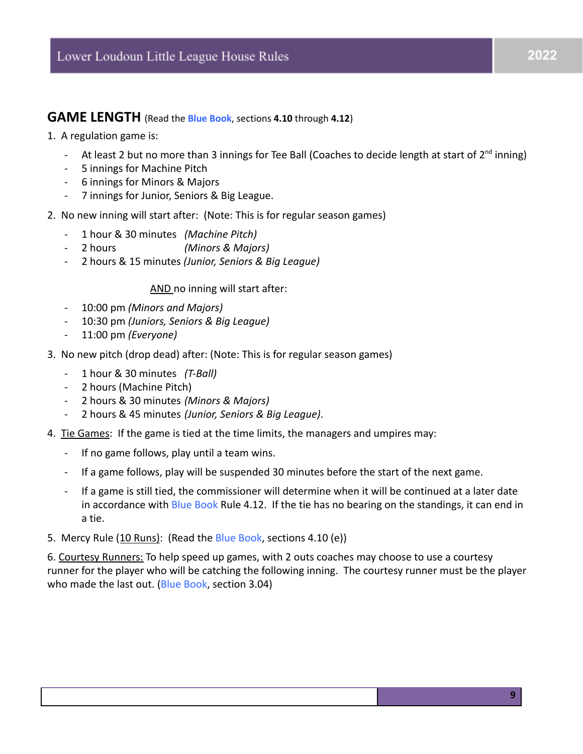## GAME LENGTH (Read the **Blue Book**, sections **4.10** through **4.12**)

1. A regulation game is:
   - At least 2 but no more than 3 innings for Tee Ball (Coaches to decide length at start of 2nd inning)
   - 5 innings for Machine Pitch
   - 6 innings for Minors & Majors
   - 7 innings for Junior, Seniors & Big League.

2. No new inning will start after: (Note: This is for regular season games)
   - 1 hour & 30 minutes *(Machine Pitch)*
   - 2 hours *(Minors & Majors)*
   - 2 hours & 15 minutes *(Junior, Seniors & Big League)*

   AND no inning will start after:

   - 10:00 pm *(Minors and Majors)*
   - 10:30 pm *(Juniors, Seniors & Big League)*
   - 11:00 pm *(Everyone)*

3. No new pitch (drop dead) after: (Note: This is for regular season games)
   - 1 hour & 30 minutes *(T-Ball)*
   - 2 hours (Machine Pitch)
   - 2 hours & 30 minutes *(Minors & Majors)*
   - 2 hours & 45 minutes *(Junior, Seniors & Big League)*.

4. Tie Games: If the game is tied at the time limits, the managers and umpires may:
   - If no game follows, play until a team wins.
   - If a game follows, play will be suspended 30 minutes before the start of the next game.
   - If a game is still tied, the commissioner will determine when it will be continued at a later date in accordance with Blue Book Rule 4.12. If the tie has no bearing on the standings, it can end in a tie.

5. Mercy Rule (10 Runs): (Read the Blue Book, sections 4.10 (e))

6. Courtesy Runners: To help speed up games, with 2 outs coaches may choose to use a courtesy runner for the player who will be catching the following inning. The courtesy runner must be the player who made the last out. (Blue Book, section 3.04)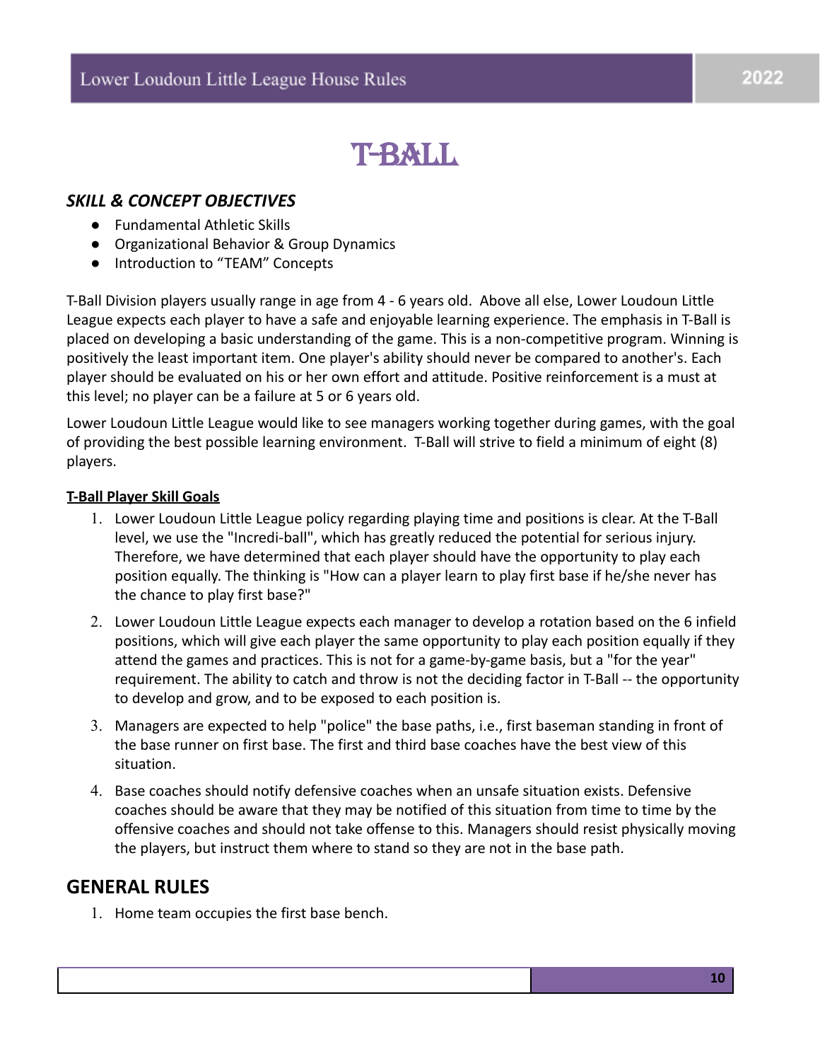# T-BALL

### *SKILL & CONCEPT OBJECTIVES*

- Fundamental Athletic Skills
- Organizational Behavior & Group Dynamics
- Introduction to “TEAM” Concepts

T-Ball Division players usually range in age from 4 - 6 years old. Above all else, Lower Loudoun Little League expects each player to have a safe and enjoyable learning experience. The emphasis in T-Ball is placed on developing a basic understanding of the game. This is a non-competitive program. Winning is positively the least important item. One player's ability should never be compared to another's. Each player should be evaluated on his or her own effort and attitude. Positive reinforcement is a must at this level; no player can be a failure at 5 or 6 years old.

Lower Loudoun Little League would like to see managers working together during games, with the goal of providing the best possible learning environment. T-Ball will strive to field a minimum of eight (8) players.

**T-Ball Player Skill Goals**

1. Lower Loudoun Little League policy regarding playing time and positions is clear. At the T-Ball level, we use the "Incredi-ball", which has greatly reduced the potential for serious injury. Therefore, we have determined that each player should have the opportunity to play each position equally. The thinking is "How can a player learn to play first base if he/she never has the chance to play first base?"
2. Lower Loudoun Little League expects each manager to develop a rotation based on the 6 infield positions, which will give each player the same opportunity to play each position equally if they attend the games and practices. This is not for a game-by-game basis, but a "for the year" requirement. The ability to catch and throw is not the deciding factor in T-Ball -- the opportunity to develop and grow, and to be exposed to each position is.
3. Managers are expected to help "police" the base paths, i.e., first baseman standing in front of the base runner on first base. The first and third base coaches have the best view of this situation.
4. Base coaches should notify defensive coaches when an unsafe situation exists. Defensive coaches should be aware that they may be notified of this situation from time to time by the offensive coaches and should not take offense to this. Managers should resist physically moving the players, but instruct them where to stand so they are not in the base path.

## GENERAL RULES

1. Home team occupies the first base bench.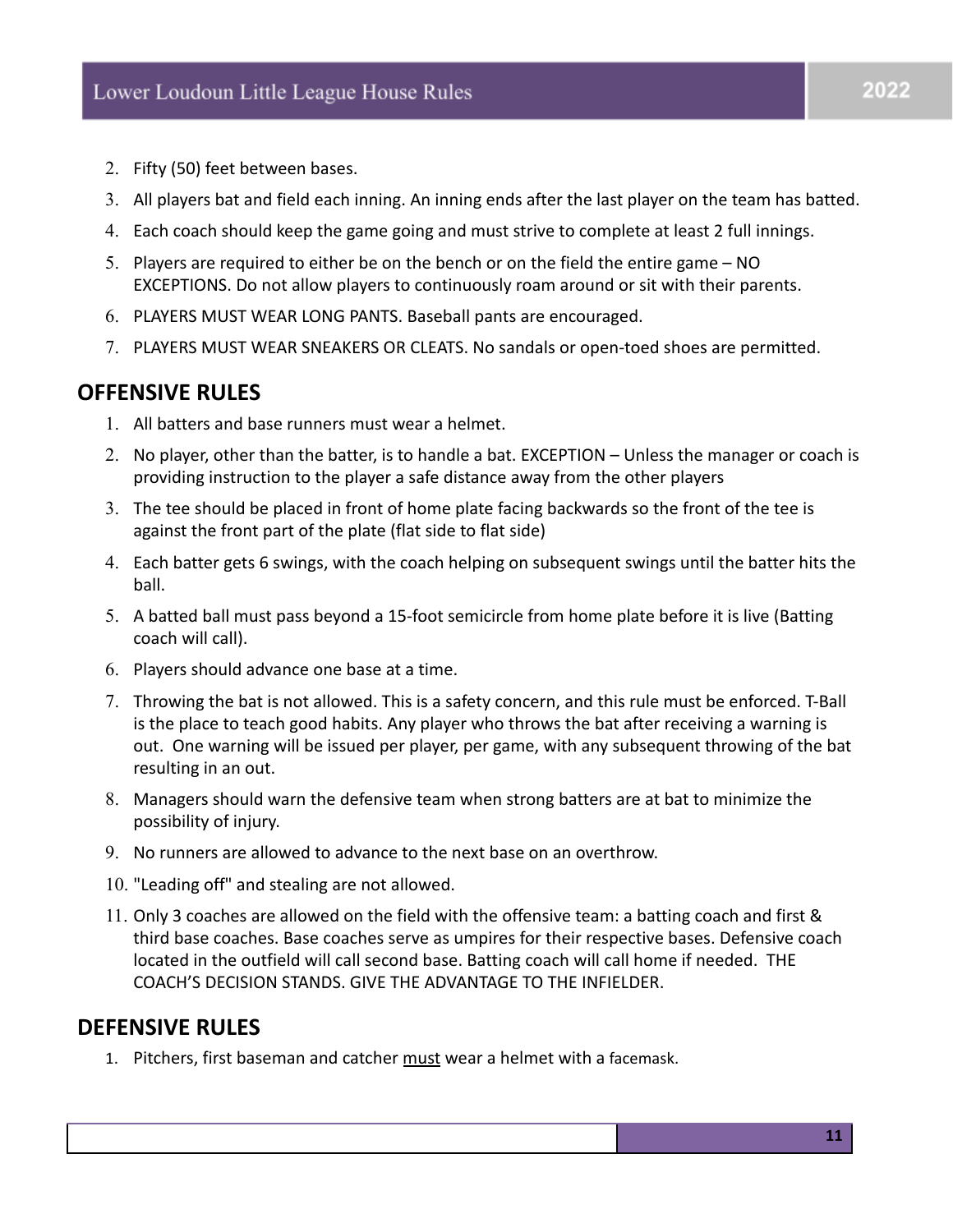2. Fifty (50) feet between bases.
3. All players bat and field each inning. An inning ends after the last player on the team has batted.
4. Each coach should keep the game going and must strive to complete at least 2 full innings.
5. Players are required to either be on the bench or on the field the entire game – NO EXCEPTIONS. Do not allow players to continuously roam around or sit with their parents.
6. PLAYERS MUST WEAR LONG PANTS. Baseball pants are encouraged.
7. PLAYERS MUST WEAR SNEAKERS OR CLEATS. No sandals or open-toed shoes are permitted.

## OFFENSIVE RULES

1. All batters and base runners must wear a helmet.
2. No player, other than the batter, is to handle a bat. EXCEPTION – Unless the manager or coach is providing instruction to the player a safe distance away from the other players
3. The tee should be placed in front of home plate facing backwards so the front of the tee is against the front part of the plate (flat side to flat side)
4. Each batter gets 6 swings, with the coach helping on subsequent swings until the batter hits the ball.
5. A batted ball must pass beyond a 15-foot semicircle from home plate before it is live (Batting coach will call).
6. Players should advance one base at a time.
7. Throwing the bat is not allowed. This is a safety concern, and this rule must be enforced. T-Ball is the place to teach good habits. Any player who throws the bat after receiving a warning is out. One warning will be issued per player, per game, with any subsequent throwing of the bat resulting in an out.
8. Managers should warn the defensive team when strong batters are at bat to minimize the possibility of injury.
9. No runners are allowed to advance to the next base on an overthrow.
10. "Leading off" and stealing are not allowed.
11. Only 3 coaches are allowed on the field with the offensive team: a batting coach and first & third base coaches. Base coaches serve as umpires for their respective bases. Defensive coach located in the outfield will call second base. Batting coach will call home if needed. THE COACH'S DECISION STANDS. GIVE THE ADVANTAGE TO THE INFIELDER.

## DEFENSIVE RULES

1. Pitchers, first baseman and catcher <u>must</u> wear a helmet with a facemask.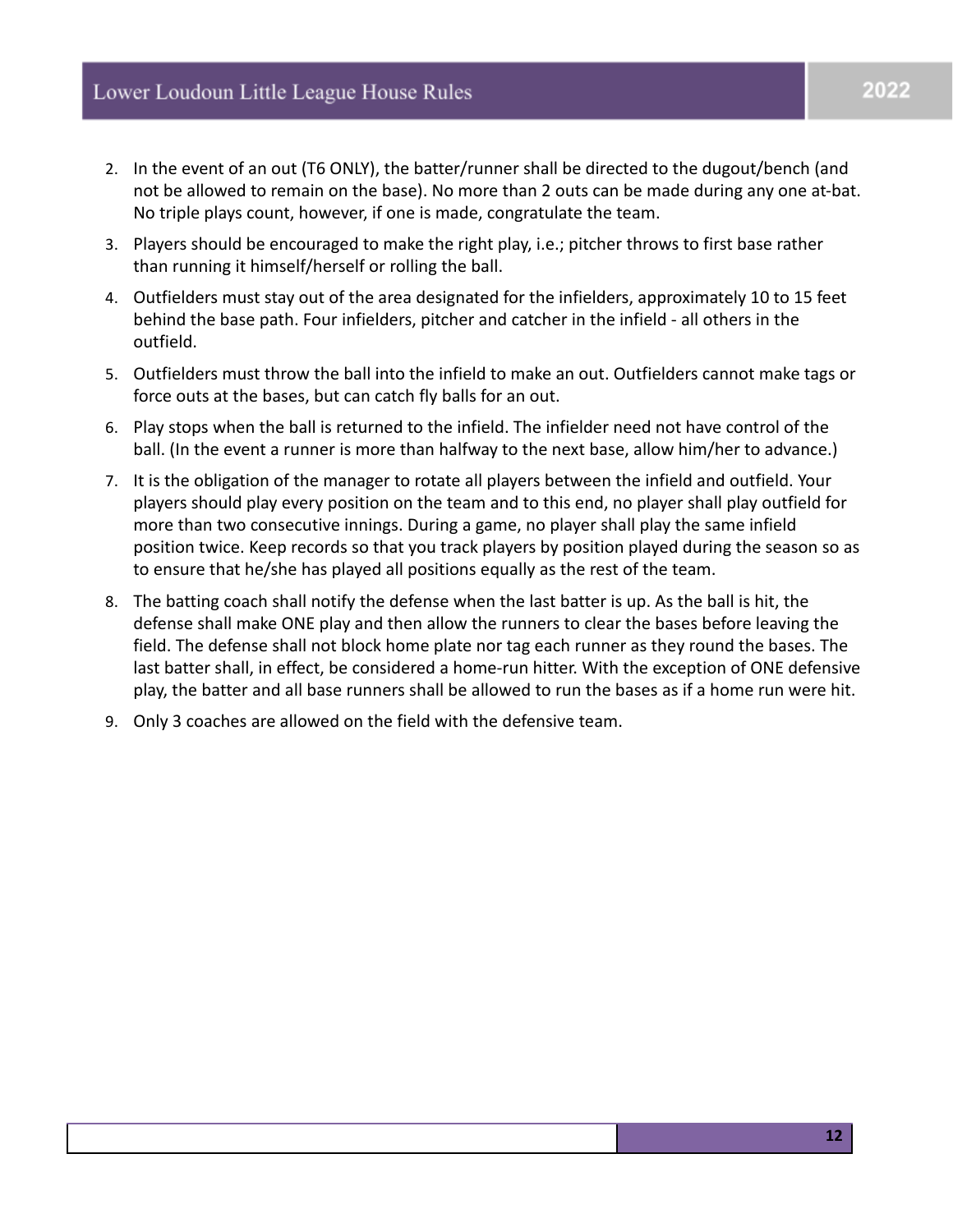2. In the event of an out (T6 ONLY), the batter/runner shall be directed to the dugout/bench (and not be allowed to remain on the base). No more than 2 outs can be made during any one at-bat. No triple plays count, however, if one is made, congratulate the team.
3. Players should be encouraged to make the right play, i.e.; pitcher throws to first base rather than running it himself/herself or rolling the ball.
4. Outfielders must stay out of the area designated for the infielders, approximately 10 to 15 feet behind the base path. Four infielders, pitcher and catcher in the infield - all others in the outfield.
5. Outfielders must throw the ball into the infield to make an out. Outfielders cannot make tags or force outs at the bases, but can catch fly balls for an out.
6. Play stops when the ball is returned to the infield. The infielder need not have control of the ball. (In the event a runner is more than halfway to the next base, allow him/her to advance.)
7. It is the obligation of the manager to rotate all players between the infield and outfield. Your players should play every position on the team and to this end, no player shall play outfield for more than two consecutive innings. During a game, no player shall play the same infield position twice. Keep records so that you track players by position played during the season so as to ensure that he/she has played all positions equally as the rest of the team.
8. The batting coach shall notify the defense when the last batter is up. As the ball is hit, the defense shall make ONE play and then allow the runners to clear the bases before leaving the field. The defense shall not block home plate nor tag each runner as they round the bases. The last batter shall, in effect, be considered a home-run hitter. With the exception of ONE defensive play, the batter and all base runners shall be allowed to run the bases as if a home run were hit.
9. Only 3 coaches are allowed on the field with the defensive team.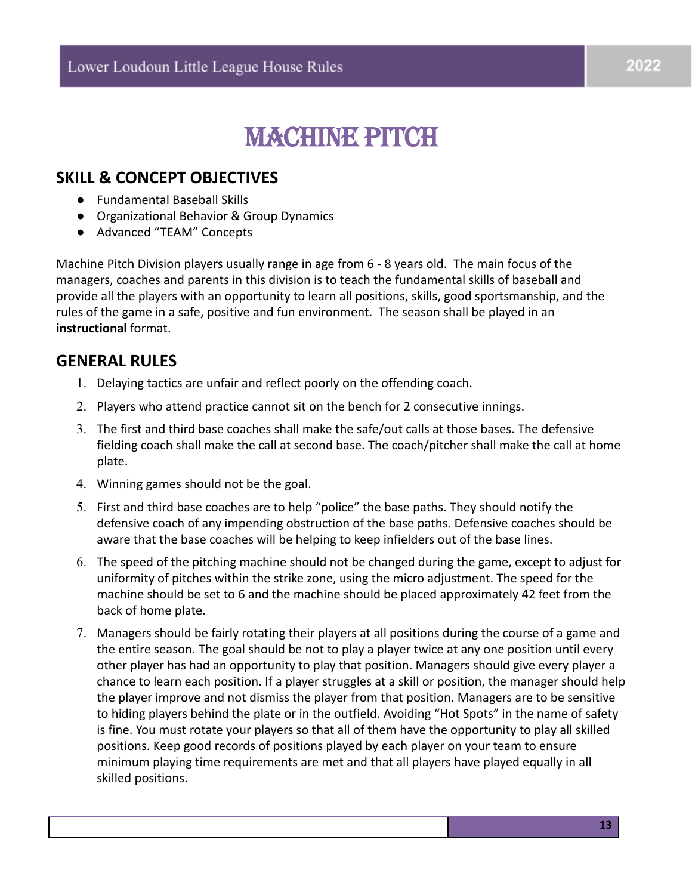# MACHINE PITCH

## SKILL & CONCEPT OBJECTIVES

- Fundamental Baseball Skills
- Organizational Behavior & Group Dynamics
- Advanced "TEAM" Concepts

Machine Pitch Division players usually range in age from 6 - 8 years old. The main focus of the managers, coaches and parents in this division is to teach the fundamental skills of baseball and provide all the players with an opportunity to learn all positions, skills, good sportsmanship, and the rules of the game in a safe, positive and fun environment. The season shall be played in an **instructional** format.

## GENERAL RULES

1. Delaying tactics are unfair and reflect poorly on the offending coach.
2. Players who attend practice cannot sit on the bench for 2 consecutive innings.
3. The first and third base coaches shall make the safe/out calls at those bases. The defensive fielding coach shall make the call at second base. The coach/pitcher shall make the call at home plate.
4. Winning games should not be the goal.
5. First and third base coaches are to help "police" the base paths. They should notify the defensive coach of any impending obstruction of the base paths. Defensive coaches should be aware that the base coaches will be helping to keep infielders out of the base lines.
6. The speed of the pitching machine should not be changed during the game, except to adjust for uniformity of pitches within the strike zone, using the micro adjustment. The speed for the machine should be set to 6 and the machine should be placed approximately 42 feet from the back of home plate.
7. Managers should be fairly rotating their players at all positions during the course of a game and the entire season. The goal should be not to play a player twice at any one position until every other player has had an opportunity to play that position. Managers should give every player a chance to learn each position. If a player struggles at a skill or position, the manager should help the player improve and not dismiss the player from that position. Managers are to be sensitive to hiding players behind the plate or in the outfield. Avoiding "Hot Spots" in the name of safety is fine. You must rotate your players so that all of them have the opportunity to play all skilled positions. Keep good records of positions played by each player on your team to ensure minimum playing time requirements are met and that all players have played equally in all skilled positions.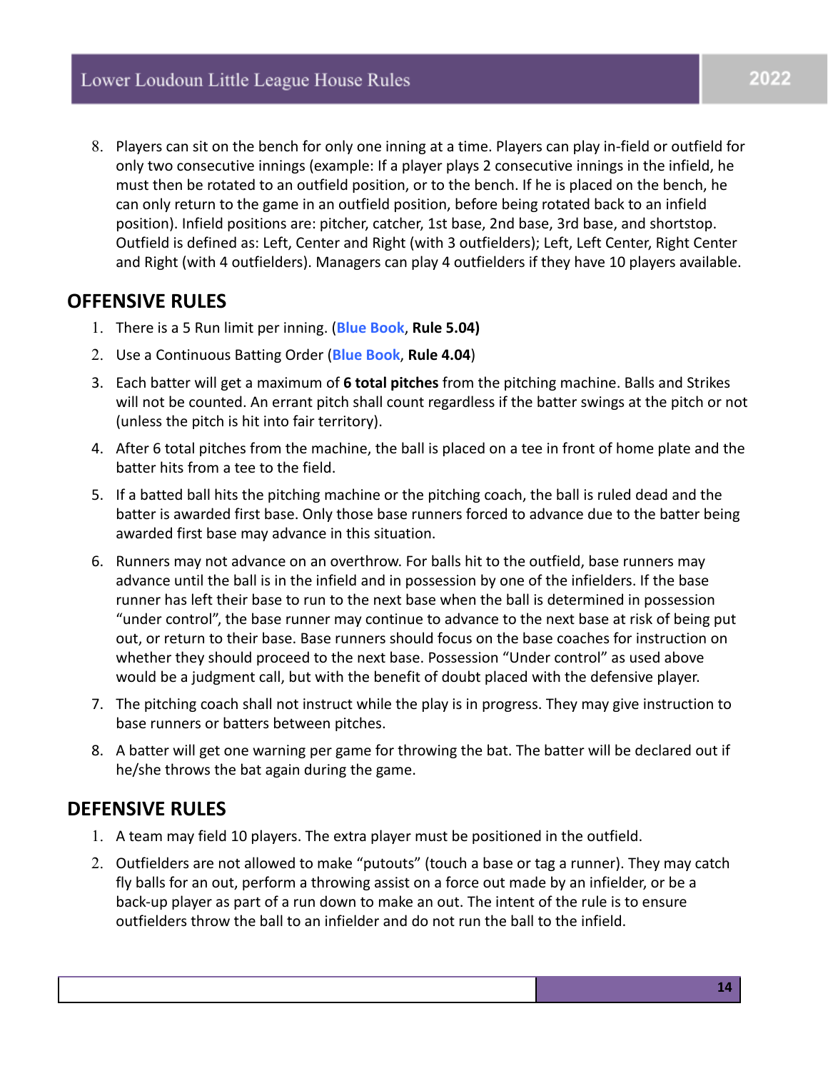8. Players can sit on the bench for only one inning at a time. Players can play in-field or outfield for only two consecutive innings (example: If a player plays 2 consecutive innings in the infield, he must then be rotated to an outfield position, or to the bench. If he is placed on the bench, he can only return to the game in an outfield position, before being rotated back to an infield position). Infield positions are: pitcher, catcher, 1st base, 2nd base, 3rd base, and shortstop. Outfield is defined as: Left, Center and Right (with 3 outfielders); Left, Left Center, Right Center and Right (with 4 outfielders). Managers can play 4 outfielders if they have 10 players available.

## OFFENSIVE RULES

1. There is a 5 Run limit per inning. (**Blue Book**, **Rule 5.04)**
2. Use a Continuous Batting Order (**Blue Book**, **Rule 4.04**)
3. Each batter will get a maximum of **6 total pitches** from the pitching machine. Balls and Strikes will not be counted. An errant pitch shall count regardless if the batter swings at the pitch or not (unless the pitch is hit into fair territory).
4. After 6 total pitches from the machine, the ball is placed on a tee in front of home plate and the batter hits from a tee to the field.
5. If a batted ball hits the pitching machine or the pitching coach, the ball is ruled dead and the batter is awarded first base. Only those base runners forced to advance due to the batter being awarded first base may advance in this situation.
6. Runners may not advance on an overthrow. For balls hit to the outfield, base runners may advance until the ball is in the infield and in possession by one of the infielders. If the base runner has left their base to run to the next base when the ball is determined in possession "under control", the base runner may continue to advance to the next base at risk of being put out, or return to their base. Base runners should focus on the base coaches for instruction on whether they should proceed to the next base. Possession "Under control" as used above would be a judgment call, but with the benefit of doubt placed with the defensive player.
7. The pitching coach shall not instruct while the play is in progress. They may give instruction to base runners or batters between pitches.
8. A batter will get one warning per game for throwing the bat. The batter will be declared out if he/she throws the bat again during the game.

## DEFENSIVE RULES

1. A team may field 10 players. The extra player must be positioned in the outfield.
2. Outfielders are not allowed to make "putouts" (touch a base or tag a runner). They may catch fly balls for an out, perform a throwing assist on a force out made by an infielder, or be a back-up player as part of a run down to make an out. The intent of the rule is to ensure outfielders throw the ball to an infielder and do not run the ball to the infield.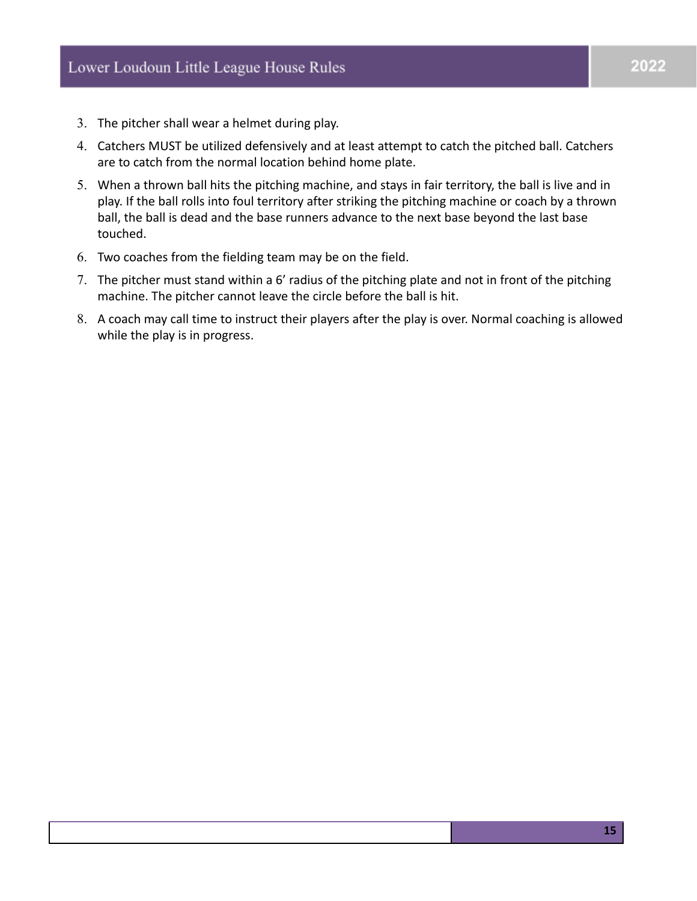3. The pitcher shall wear a helmet during play.
4. Catchers MUST be utilized defensively and at least attempt to catch the pitched ball. Catchers are to catch from the normal location behind home plate.
5. When a thrown ball hits the pitching machine, and stays in fair territory, the ball is live and in play. If the ball rolls into foul territory after striking the pitching machine or coach by a thrown ball, the ball is dead and the base runners advance to the next base beyond the last base touched.
6. Two coaches from the fielding team may be on the field.
7. The pitcher must stand within a 6' radius of the pitching plate and not in front of the pitching machine. The pitcher cannot leave the circle before the ball is hit.
8. A coach may call time to instruct their players after the play is over. Normal coaching is allowed while the play is in progress.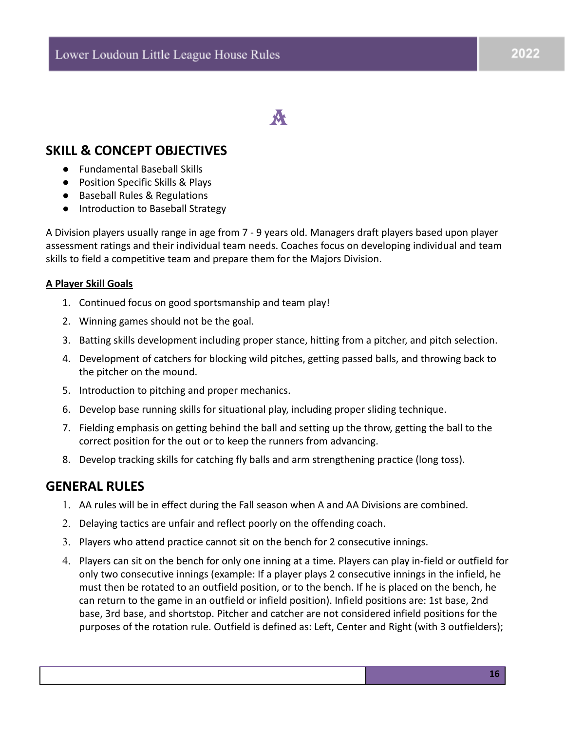## SKILL & CONCEPT OBJECTIVES

- Fundamental Baseball Skills
- Position Specific Skills & Plays
- Baseball Rules & Regulations
- Introduction to Baseball Strategy

A Division players usually range in age from 7 - 9 years old. Managers draft players based upon player assessment ratings and their individual team needs. Coaches focus on developing individual and team skills to field a competitive team and prepare them for the Majors Division.

**A Player Skill Goals**

1. Continued focus on good sportsmanship and team play!
2. Winning games should not be the goal.
3. Batting skills development including proper stance, hitting from a pitcher, and pitch selection.
4. Development of catchers for blocking wild pitches, getting passed balls, and throwing back to the pitcher on the mound.
5. Introduction to pitching and proper mechanics.
6. Develop base running skills for situational play, including proper sliding technique.
7. Fielding emphasis on getting behind the ball and setting up the throw, getting the ball to the correct position for the out or to keep the runners from advancing.
8. Develop tracking skills for catching fly balls and arm strengthening practice (long toss).

## GENERAL RULES

1. AA rules will be in effect during the Fall season when A and AA Divisions are combined.
2. Delaying tactics are unfair and reflect poorly on the offending coach.
3. Players who attend practice cannot sit on the bench for 2 consecutive innings.
4. Players can sit on the bench for only one inning at a time. Players can play in-field or outfield for only two consecutive innings (example: If a player plays 2 consecutive innings in the infield, he must then be rotated to an outfield position, or to the bench. If he is placed on the bench, he can return to the game in an outfield or infield position). Infield positions are: 1st base, 2nd base, 3rd base, and shortstop. Pitcher and catcher are not considered infield positions for the purposes of the rotation rule. Outfield is defined as: Left, Center and Right (with 3 outfielders);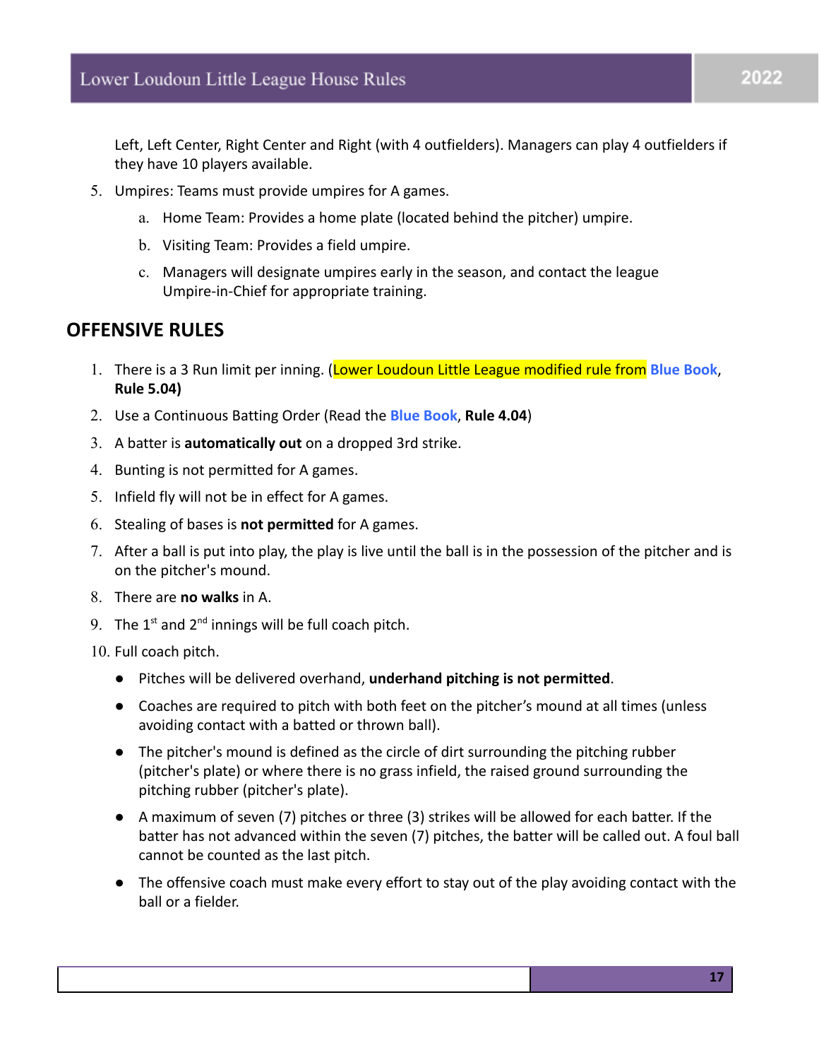Left, Left Center, Right Center and Right (with 4 outfielders). Managers can play 4 outfielders if they have 10 players available.

5. Umpires: Teams must provide umpires for A games.
   a. Home Team: Provides a home plate (located behind the pitcher) umpire.
   b. Visiting Team: Provides a field umpire.
   c. Managers will designate umpires early in the season, and contact the league Umpire-in-Chief for appropriate training.

## OFFENSIVE RULES

1. There is a 3 Run limit per inning. (Lower Loudoun Little League modified rule from Blue Book, **Rule 5.04)**
2. Use a Continuous Batting Order (Read the Blue Book, **Rule 4.04**)
3. A batter is **automatically out** on a dropped 3rd strike.
4. Bunting is not permitted for A games.
5. Infield fly will not be in effect for A games.
6. Stealing of bases is **not permitted** for A games.
7. After a ball is put into play, the play is live until the ball is in the possession of the pitcher and is on the pitcher's mound.
8. There are **no walks** in A.
9. The 1st and 2nd innings will be full coach pitch.
10. Full coach pitch.
    - Pitches will be delivered overhand, **underhand pitching is not permitted**.
    - Coaches are required to pitch with both feet on the pitcher's mound at all times (unless avoiding contact with a batted or thrown ball).
    - The pitcher's mound is defined as the circle of dirt surrounding the pitching rubber (pitcher's plate) or where there is no grass infield, the raised ground surrounding the pitching rubber (pitcher's plate).
    - A maximum of seven (7) pitches or three (3) strikes will be allowed for each batter. If the batter has not advanced within the seven (7) pitches, the batter will be called out. A foul ball cannot be counted as the last pitch.
    - The offensive coach must make every effort to stay out of the play avoiding contact with the ball or a fielder.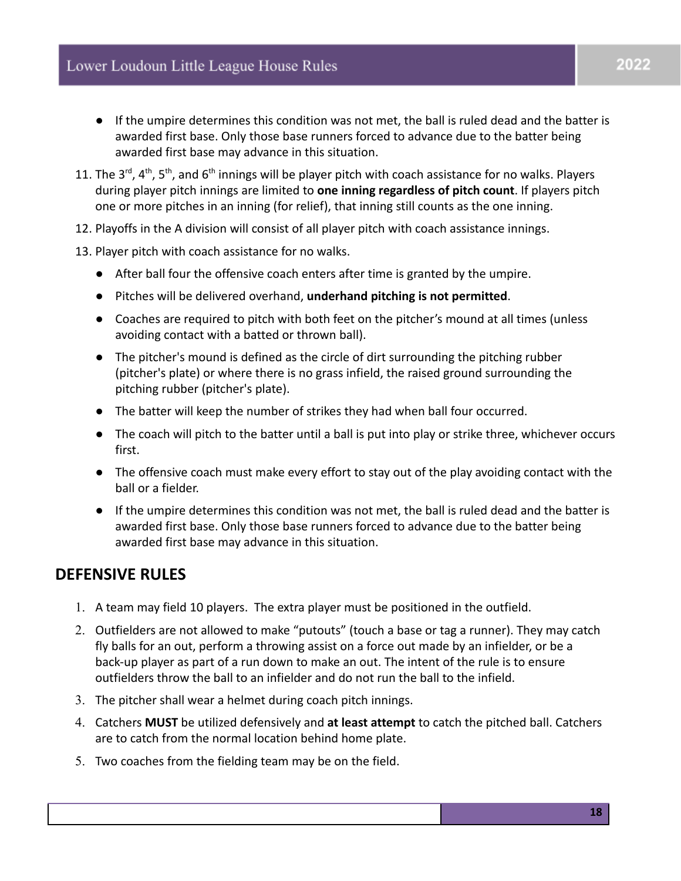- If the umpire determines this condition was not met, the ball is ruled dead and the batter is awarded first base. Only those base runners forced to advance due to the batter being awarded first base may advance in this situation.

11. The 3rd, 4th, 5th, and 6th innings will be player pitch with coach assistance for no walks. Players during player pitch innings are limited to **one inning regardless of pitch count**. If players pitch one or more pitches in an inning (for relief), that inning still counts as the one inning.
12. Playoffs in the A division will consist of all player pitch with coach assistance innings.
13. Player pitch with coach assistance for no walks.
    - After ball four the offensive coach enters after time is granted by the umpire.
    - Pitches will be delivered overhand, **underhand pitching is not permitted**.
    - Coaches are required to pitch with both feet on the pitcher's mound at all times (unless avoiding contact with a batted or thrown ball).
    - The pitcher's mound is defined as the circle of dirt surrounding the pitching rubber (pitcher's plate) or where there is no grass infield, the raised ground surrounding the pitching rubber (pitcher's plate).
    - The batter will keep the number of strikes they had when ball four occurred.
    - The coach will pitch to the batter until a ball is put into play or strike three, whichever occurs first.
    - The offensive coach must make every effort to stay out of the play avoiding contact with the ball or a fielder.
    - If the umpire determines this condition was not met, the ball is ruled dead and the batter is awarded first base. Only those base runners forced to advance due to the batter being awarded first base may advance in this situation.

## DEFENSIVE RULES

1. A team may field 10 players. The extra player must be positioned in the outfield.
2. Outfielders are not allowed to make "putouts" (touch a base or tag a runner). They may catch fly balls for an out, perform a throwing assist on a force out made by an infielder, or be a back-up player as part of a run down to make an out. The intent of the rule is to ensure outfielders throw the ball to an infielder and do not run the ball to the infield.
3. The pitcher shall wear a helmet during coach pitch innings.
4. Catchers **MUST** be utilized defensively and **at least attempt** to catch the pitched ball. Catchers are to catch from the normal location behind home plate.
5. Two coaches from the fielding team may be on the field.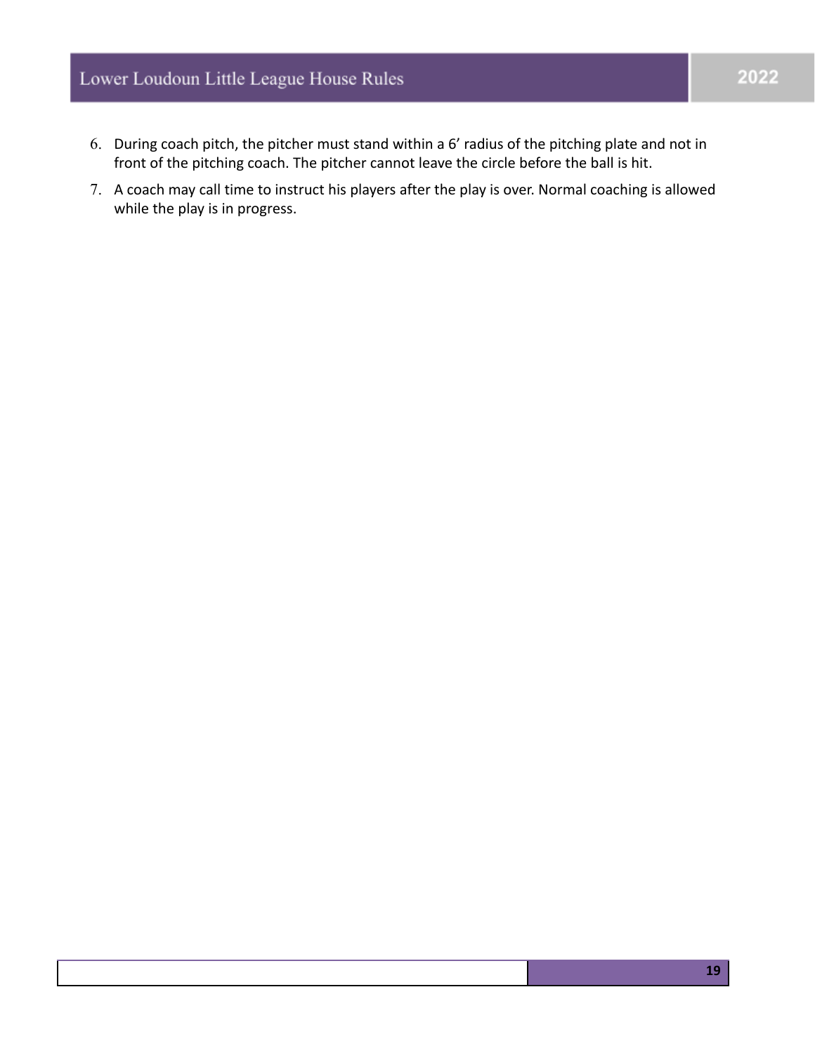6. During coach pitch, the pitcher must stand within a 6' radius of the pitching plate and not in front of the pitching coach. The pitcher cannot leave the circle before the ball is hit.
7. A coach may call time to instruct his players after the play is over. Normal coaching is allowed while the play is in progress.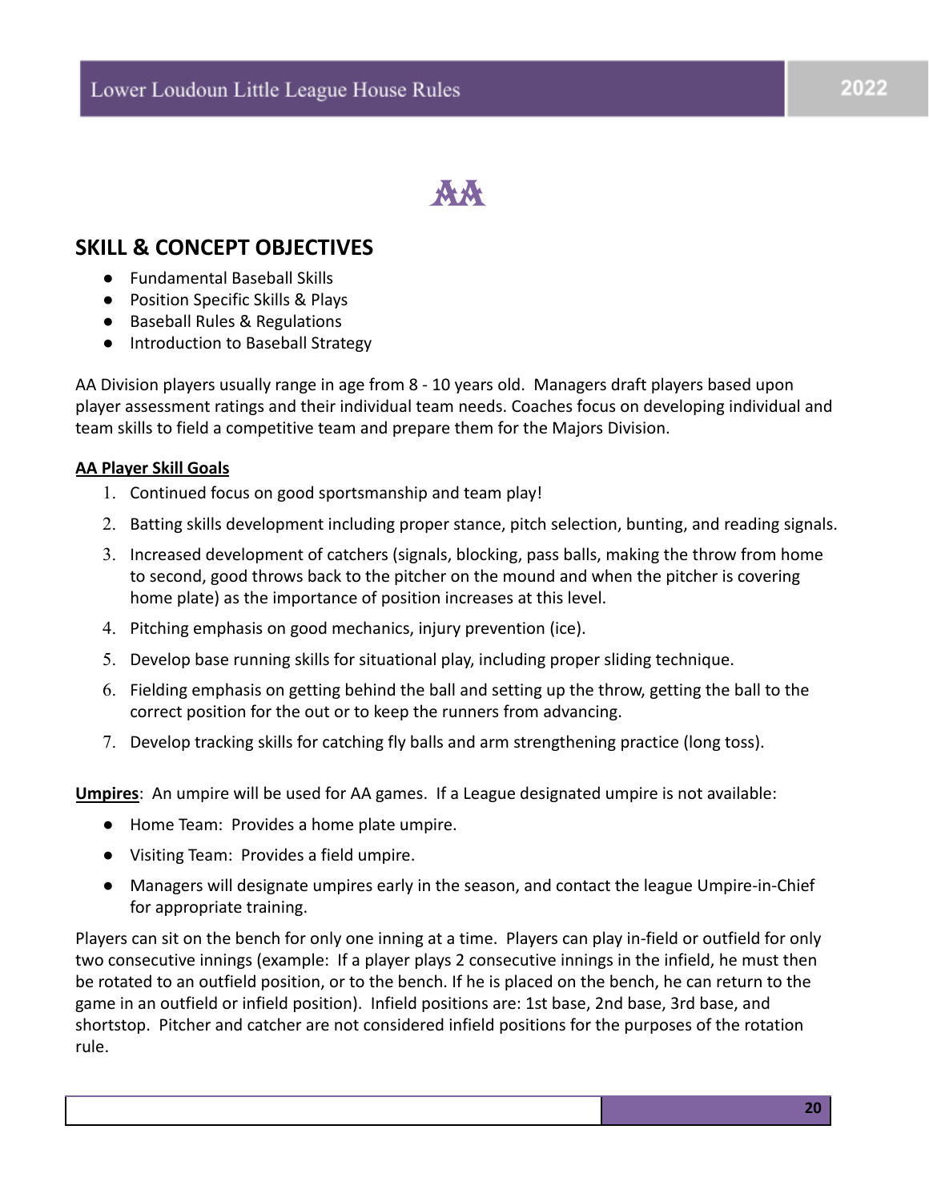# AA

## SKILL & CONCEPT OBJECTIVES

- Fundamental Baseball Skills
- Position Specific Skills & Plays
- Baseball Rules & Regulations
- Introduction to Baseball Strategy

AA Division players usually range in age from 8 - 10 years old. Managers draft players based upon player assessment ratings and their individual team needs. Coaches focus on developing individual and team skills to field a competitive team and prepare them for the Majors Division.

**AA Player Skill Goals**

1. Continued focus on good sportsmanship and team play!
2. Batting skills development including proper stance, pitch selection, bunting, and reading signals.
3. Increased development of catchers (signals, blocking, pass balls, making the throw from home to second, good throws back to the pitcher on the mound and when the pitcher is covering home plate) as the importance of position increases at this level.
4. Pitching emphasis on good mechanics, injury prevention (ice).
5. Develop base running skills for situational play, including proper sliding technique.
6. Fielding emphasis on getting behind the ball and setting up the throw, getting the ball to the correct position for the out or to keep the runners from advancing.
7. Develop tracking skills for catching fly balls and arm strengthening practice (long toss).

**Umpires**: An umpire will be used for AA games. If a League designated umpire is not available:

- Home Team: Provides a home plate umpire.
- Visiting Team: Provides a field umpire.
- Managers will designate umpires early in the season, and contact the league Umpire-in-Chief for appropriate training.

Players can sit on the bench for only one inning at a time. Players can play in-field or outfield for only two consecutive innings (example: If a player plays 2 consecutive innings in the infield, he must then be rotated to an outfield position, or to the bench. If he is placed on the bench, he can return to the game in an outfield or infield position). Infield positions are: 1st base, 2nd base, 3rd base, and shortstop. Pitcher and catcher are not considered infield positions for the purposes of the rotation rule.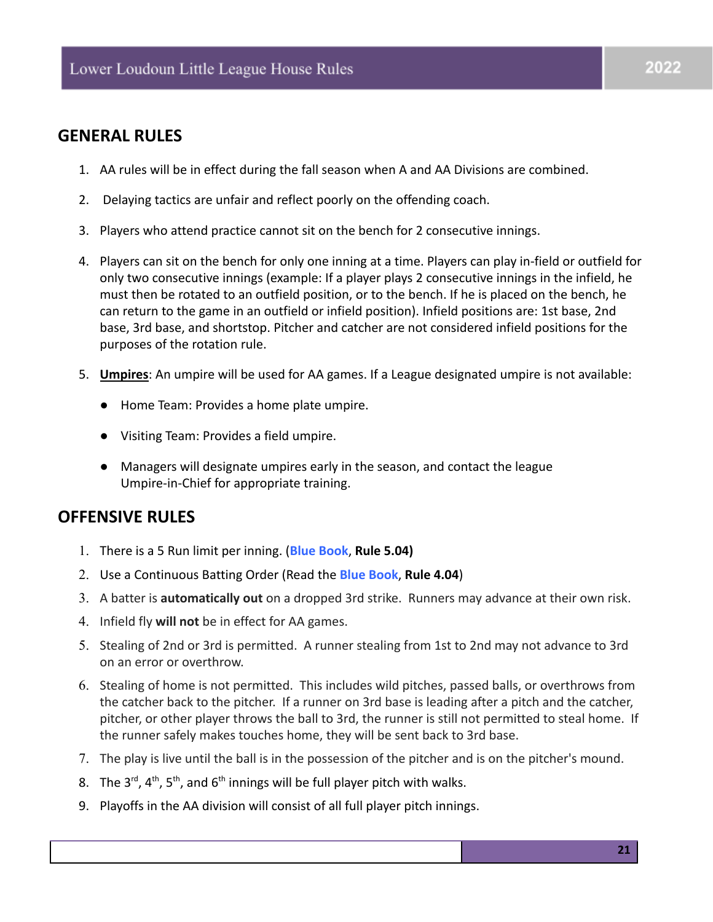## GENERAL RULES

1. AA rules will be in effect during the fall season when A and AA Divisions are combined.
2. Delaying tactics are unfair and reflect poorly on the offending coach.
3. Players who attend practice cannot sit on the bench for 2 consecutive innings.
4. Players can sit on the bench for only one inning at a time. Players can play in-field or outfield for only two consecutive innings (example: If a player plays 2 consecutive innings in the infield, he must then be rotated to an outfield position, or to the bench. If he is placed on the bench, he can return to the game in an outfield or infield position). Infield positions are: 1st base, 2nd base, 3rd base, and shortstop. Pitcher and catcher are not considered infield positions for the purposes of the rotation rule.
5. **Umpires**: An umpire will be used for AA games. If a League designated umpire is not available:
   - Home Team: Provides a home plate umpire.
   - Visiting Team: Provides a field umpire.
   - Managers will designate umpires early in the season, and contact the league Umpire-in-Chief for appropriate training.

## OFFENSIVE RULES

1. There is a 5 Run limit per inning. (**Blue Book**, **Rule 5.04)**
2. Use a Continuous Batting Order (Read the **Blue Book**, **Rule 4.04**)
3. A batter is **automatically out** on a dropped 3rd strike. Runners may advance at their own risk.
4. Infield fly **will not** be in effect for AA games.
5. Stealing of 2nd or 3rd is permitted. A runner stealing from 1st to 2nd may not advance to 3rd on an error or overthrow.
6. Stealing of home is not permitted. This includes wild pitches, passed balls, or overthrows from the catcher back to the pitcher. If a runner on 3rd base is leading after a pitch and the catcher, pitcher, or other player throws the ball to 3rd, the runner is still not permitted to steal home. If the runner safely makes touches home, they will be sent back to 3rd base.
7. The play is live until the ball is in the possession of the pitcher and is on the pitcher's mound.
8. The 3rd, 4th, 5th, and 6th innings will be full player pitch with walks.
9. Playoffs in the AA division will consist of all full player pitch innings.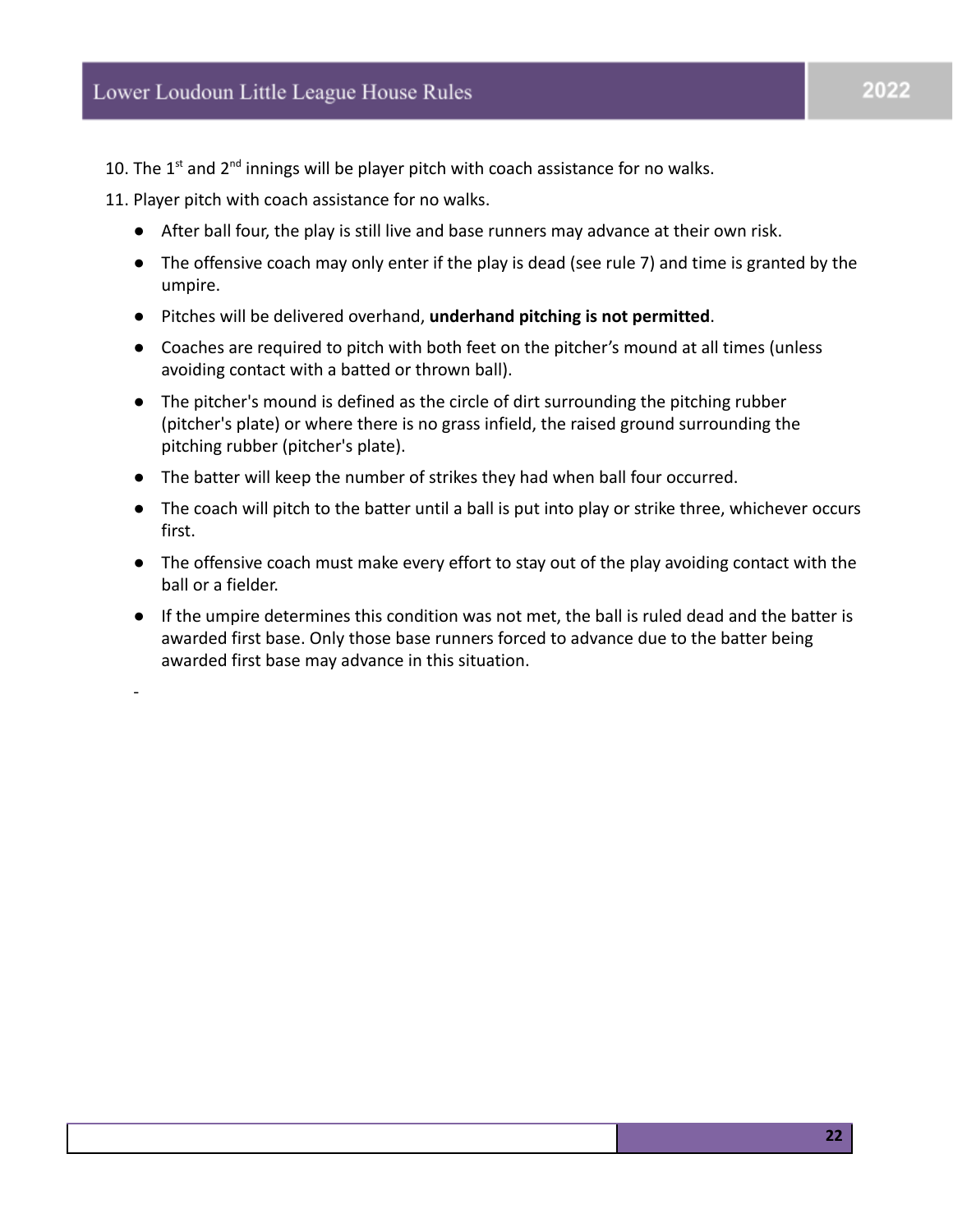10. The 1st and 2nd innings will be player pitch with coach assistance for no walks.

11. Player pitch with coach assistance for no walks.

- After ball four, the play is still live and base runners may advance at their own risk.
- The offensive coach may only enter if the play is dead (see rule 7) and time is granted by the umpire.
- Pitches will be delivered overhand, **underhand pitching is not permitted**.
- Coaches are required to pitch with both feet on the pitcher's mound at all times (unless avoiding contact with a batted or thrown ball).
- The pitcher's mound is defined as the circle of dirt surrounding the pitching rubber (pitcher's plate) or where there is no grass infield, the raised ground surrounding the pitching rubber (pitcher's plate).
- The batter will keep the number of strikes they had when ball four occurred.
- The coach will pitch to the batter until a ball is put into play or strike three, whichever occurs first.
- The offensive coach must make every effort to stay out of the play avoiding contact with the ball or a fielder.
- If the umpire determines this condition was not met, the ball is ruled dead and the batter is awarded first base. Only those base runners forced to advance due to the batter being awarded first base may advance in this situation.

-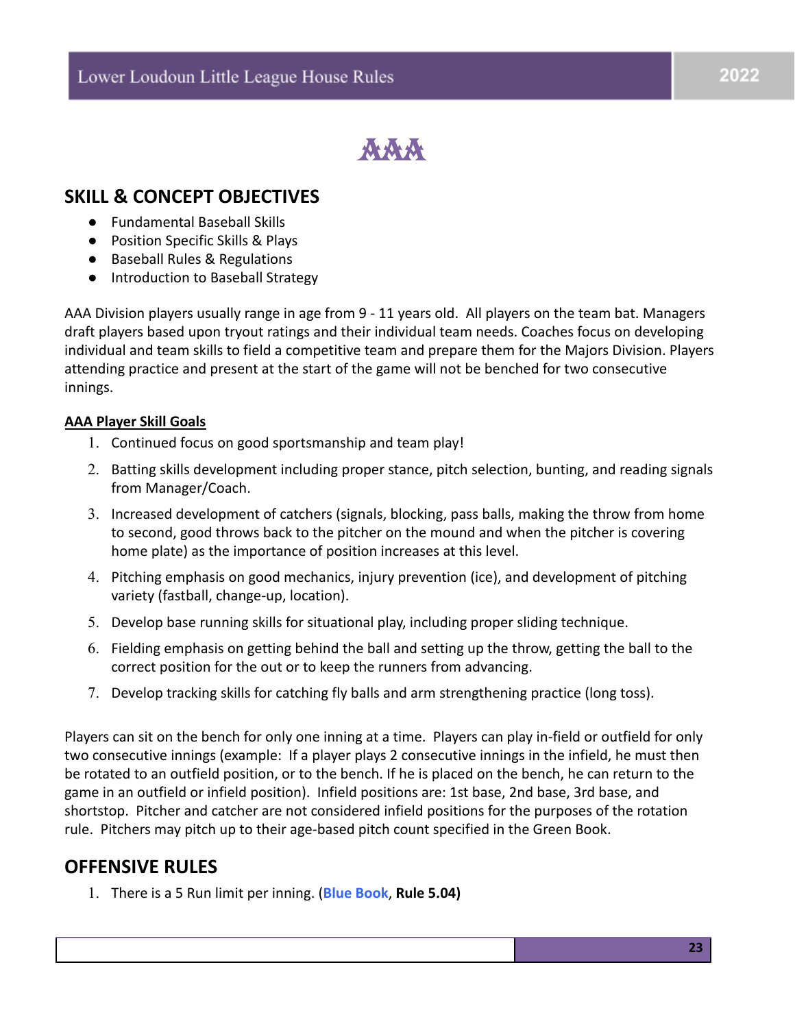# AAA

## SKILL & CONCEPT OBJECTIVES

- Fundamental Baseball Skills
- Position Specific Skills & Plays
- Baseball Rules & Regulations
- Introduction to Baseball Strategy

AAA Division players usually range in age from 9 - 11 years old. All players on the team bat. Managers draft players based upon tryout ratings and their individual team needs. Coaches focus on developing individual and team skills to field a competitive team and prepare them for the Majors Division. Players attending practice and present at the start of the game will not be benched for two consecutive innings.

**<u>AAA Player Skill Goals</u>**

1. Continued focus on good sportsmanship and team play!
2. Batting skills development including proper stance, pitch selection, bunting, and reading signals from Manager/Coach.
3. Increased development of catchers (signals, blocking, pass balls, making the throw from home to second, good throws back to the pitcher on the mound and when the pitcher is covering home plate) as the importance of position increases at this level.
4. Pitching emphasis on good mechanics, injury prevention (ice), and development of pitching variety (fastball, change-up, location).
5. Develop base running skills for situational play, including proper sliding technique.
6. Fielding emphasis on getting behind the ball and setting up the throw, getting the ball to the correct position for the out or to keep the runners from advancing.
7. Develop tracking skills for catching fly balls and arm strengthening practice (long toss).

Players can sit on the bench for only one inning at a time. Players can play in-field or outfield for only two consecutive innings (example: If a player plays 2 consecutive innings in the infield, he must then be rotated to an outfield position, or to the bench. If he is placed on the bench, he can return to the game in an outfield or infield position). Infield positions are: 1st base, 2nd base, 3rd base, and shortstop. Pitcher and catcher are not considered infield positions for the purposes of the rotation rule. Pitchers may pitch up to their age-based pitch count specified in the Green Book.

## OFFENSIVE RULES

1. There is a 5 Run limit per inning. (**Blue Book**, **Rule 5.04)**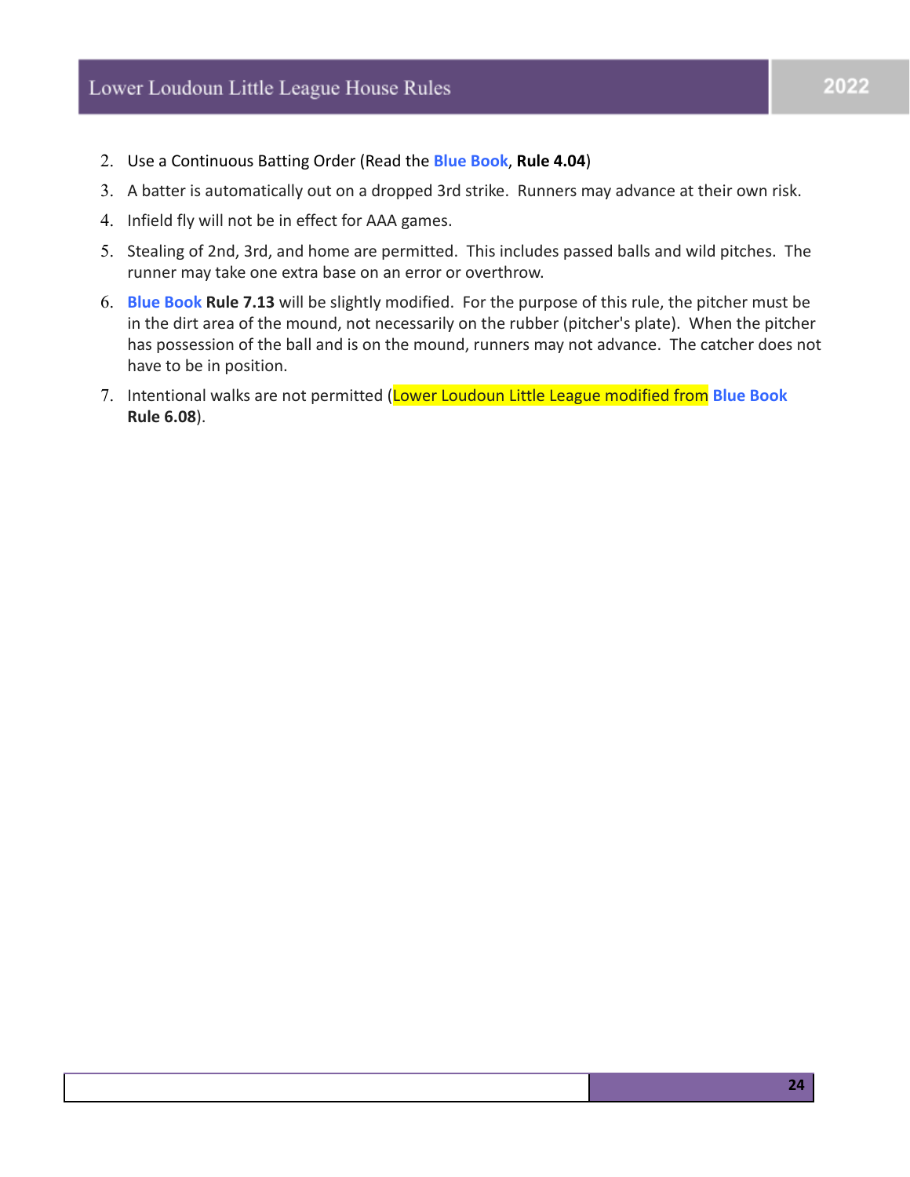2. Use a Continuous Batting Order (Read the Blue Book, **Rule 4.04**)
3. A batter is automatically out on a dropped 3rd strike. Runners may advance at their own risk.
4. Infield fly will not be in effect for AAA games.
5. Stealing of 2nd, 3rd, and home are permitted. This includes passed balls and wild pitches. The runner may take one extra base on an error or overthrow.
6. **Blue Book Rule 7.13** will be slightly modified. For the purpose of this rule, the pitcher must be in the dirt area of the mound, not necessarily on the rubber (pitcher's plate). When the pitcher has possession of the ball and is on the mound, runners may not advance. The catcher does not have to be in position.
7. Intentional walks are not permitted (Lower Loudoun Little League modified from Blue Book **Rule 6.08**).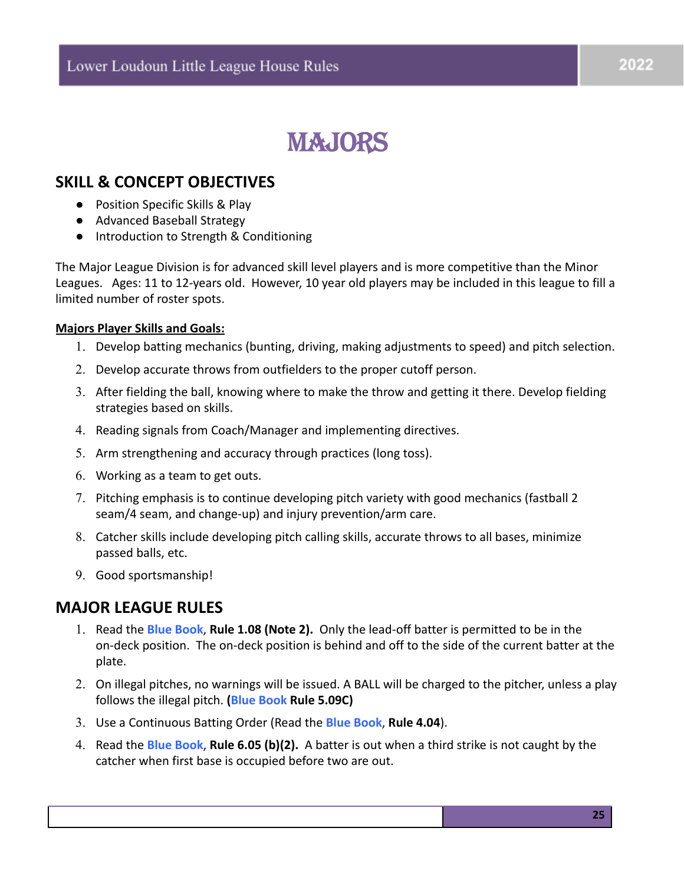# MAJORS

## SKILL & CONCEPT OBJECTIVES

- Position Specific Skills & Play
- Advanced Baseball Strategy
- Introduction to Strength & Conditioning

The Major League Division is for advanced skill level players and is more competitive than the Minor Leagues. Ages: 11 to 12-years old. However, 10 year old players may be included in this league to fill a limited number of roster spots.

**Majors Player Skills and Goals:**

1. Develop batting mechanics (bunting, driving, making adjustments to speed) and pitch selection.
2. Develop accurate throws from outfielders to the proper cutoff person.
3. After fielding the ball, knowing where to make the throw and getting it there. Develop fielding strategies based on skills.
4. Reading signals from Coach/Manager and implementing directives.
5. Arm strengthening and accuracy through practices (long toss).
6. Working as a team to get outs.
7. Pitching emphasis is to continue developing pitch variety with good mechanics (fastball 2 seam/4 seam, and change-up) and injury prevention/arm care.
8. Catcher skills include developing pitch calling skills, accurate throws to all bases, minimize passed balls, etc.
9. Good sportsmanship!

## MAJOR LEAGUE RULES

1. Read the Blue Book, **Rule 1.08 (Note 2).** Only the lead-off batter is permitted to be in the on-deck position. The on-deck position is behind and off to the side of the current batter at the plate.
2. On illegal pitches, no warnings will be issued. A BALL will be charged to the pitcher, unless a play follows the illegal pitch. **(Blue Book Rule 5.09C)**
3. Use a Continuous Batting Order (Read the Blue Book, **Rule 4.04**).
4. Read the Blue Book, **Rule 6.05 (b)(2).** A batter is out when a third strike is not caught by the catcher when first base is occupied before two are out.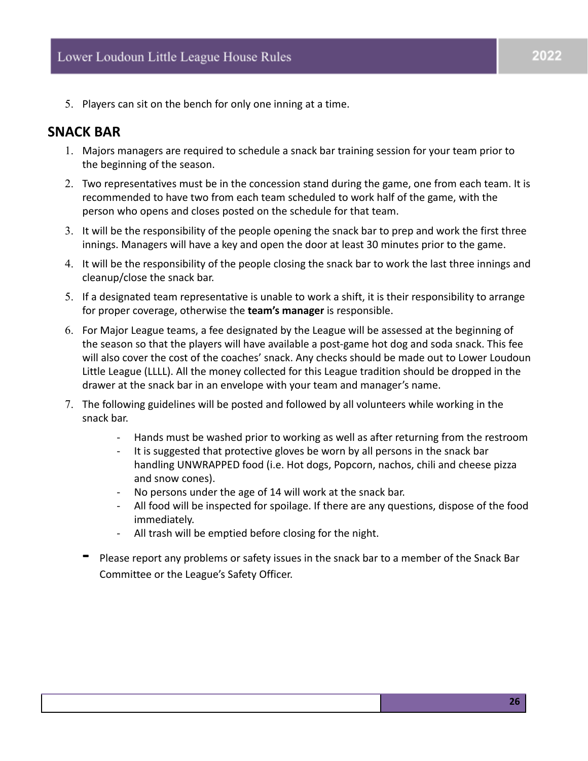5. Players can sit on the bench for only one inning at a time.

## SNACK BAR

1. Majors managers are required to schedule a snack bar training session for your team prior to the beginning of the season.
2. Two representatives must be in the concession stand during the game, one from each team. It is recommended to have two from each team scheduled to work half of the game, with the person who opens and closes posted on the schedule for that team.
3. It will be the responsibility of the people opening the snack bar to prep and work the first three innings. Managers will have a key and open the door at least 30 minutes prior to the game.
4. It will be the responsibility of the people closing the snack bar to work the last three innings and cleanup/close the snack bar.
5. If a designated team representative is unable to work a shift, it is their responsibility to arrange for proper coverage, otherwise the **team's manager** is responsible.
6. For Major League teams, a fee designated by the League will be assessed at the beginning of the season so that the players will have available a post-game hot dog and soda snack. This fee will also cover the cost of the coaches' snack. Any checks should be made out to Lower Loudoun Little League (LLLL). All the money collected for this League tradition should be dropped in the drawer at the snack bar in an envelope with your team and manager's name.
7. The following guidelines will be posted and followed by all volunteers while working in the snack bar.
    - Hands must be washed prior to working as well as after returning from the restroom
    - It is suggested that protective gloves be worn by all persons in the snack bar handling UNWRAPPED food (i.e. Hot dogs, Popcorn, nachos, chili and cheese pizza and snow cones).
    - No persons under the age of 14 will work at the snack bar.
    - All food will be inspected for spoilage. If there are any questions, dispose of the food immediately.
    - All trash will be emptied before closing for the night.

- Please report any problems or safety issues in the snack bar to a member of the Snack Bar Committee or the League's Safety Officer.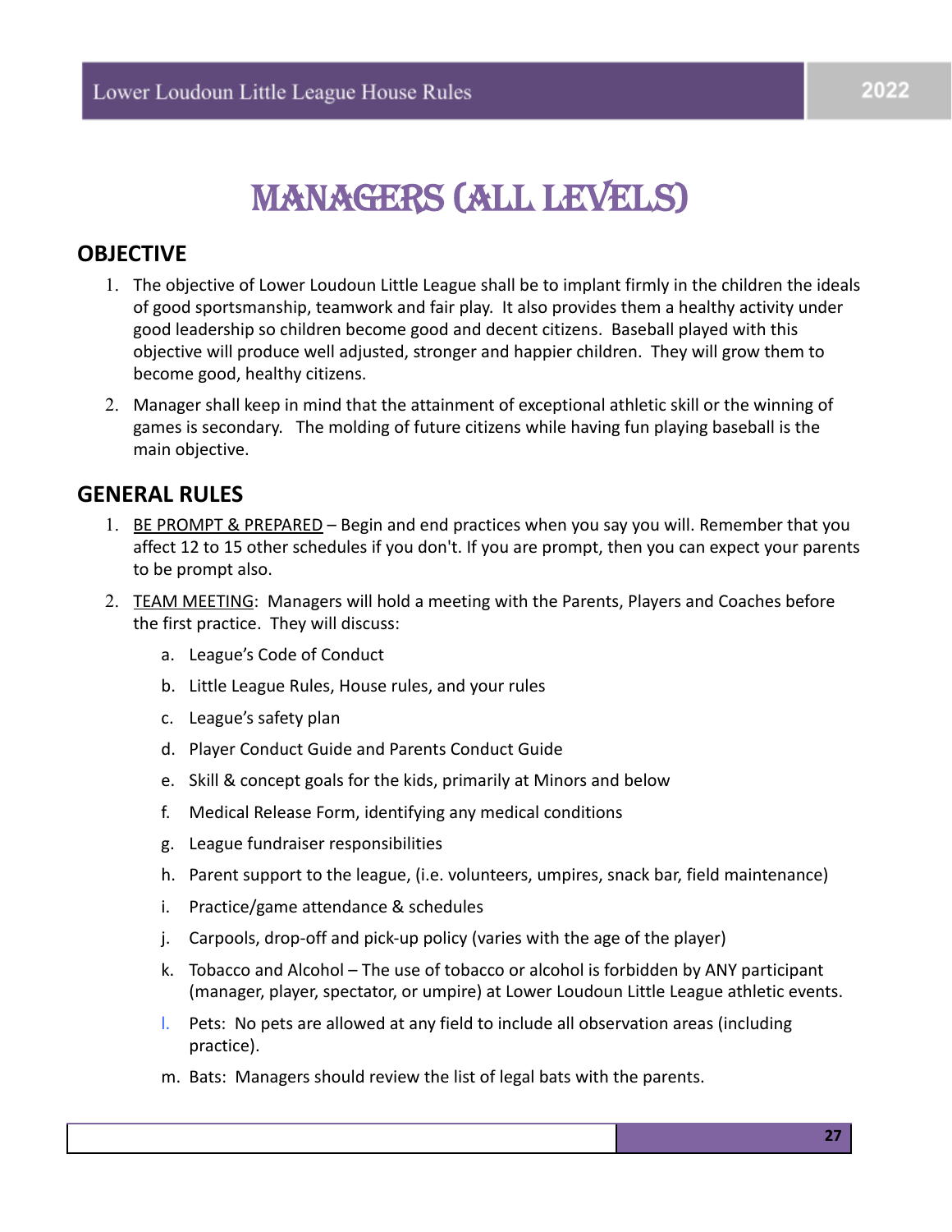# MANAGERS (ALL LEVELS)

## OBJECTIVE

1. The objective of Lower Loudoun Little League shall be to implant firmly in the children the ideals of good sportsmanship, teamwork and fair play. It also provides them a healthy activity under good leadership so children become good and decent citizens. Baseball played with this objective will produce well adjusted, stronger and happier children. They will grow them to become good, healthy citizens.
2. Manager shall keep in mind that the attainment of exceptional athletic skill or the winning of games is secondary. The molding of future citizens while having fun playing baseball is the main objective.

## GENERAL RULES

1. BE PROMPT & PREPARED – Begin and end practices when you say you will. Remember that you affect 12 to 15 other schedules if you don't. If you are prompt, then you can expect your parents to be prompt also.
2. TEAM MEETING: Managers will hold a meeting with the Parents, Players and Coaches before the first practice. They will discuss:
   a. League's Code of Conduct
   b. Little League Rules, House rules, and your rules
   c. League's safety plan
   d. Player Conduct Guide and Parents Conduct Guide
   e. Skill & concept goals for the kids, primarily at Minors and below
   f. Medical Release Form, identifying any medical conditions
   g. League fundraiser responsibilities
   h. Parent support to the league, (i.e. volunteers, umpires, snack bar, field maintenance)
   i. Practice/game attendance & schedules
   j. Carpools, drop-off and pick-up policy (varies with the age of the player)
   k. Tobacco and Alcohol – The use of tobacco or alcohol is forbidden by ANY participant (manager, player, spectator, or umpire) at Lower Loudoun Little League athletic events.
   l. Pets: No pets are allowed at any field to include all observation areas (including practice).
   m. Bats: Managers should review the list of legal bats with the parents.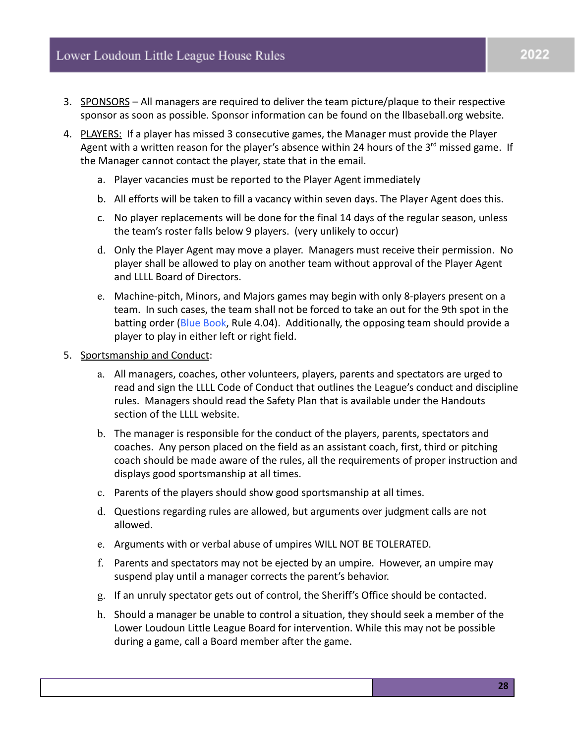3. SPONSORS – All managers are required to deliver the team picture/plaque to their respective sponsor as soon as possible. Sponsor information can be found on the llbaseball.org website.

4. PLAYERS: If a player has missed 3 consecutive games, the Manager must provide the Player Agent with a written reason for the player's absence within 24 hours of the 3rd missed game. If the Manager cannot contact the player, state that in the email.

   a. Player vacancies must be reported to the Player Agent immediately

   b. All efforts will be taken to fill a vacancy within seven days. The Player Agent does this.

   c. No player replacements will be done for the final 14 days of the regular season, unless the team's roster falls below 9 players. (very unlikely to occur)

   d. Only the Player Agent may move a player. Managers must receive their permission. No player shall be allowed to play on another team without approval of the Player Agent and LLLL Board of Directors.

   e. Machine-pitch, Minors, and Majors games may begin with only 8-players present on a team. In such cases, the team shall not be forced to take an out for the 9th spot in the batting order (Blue Book, Rule 4.04). Additionally, the opposing team should provide a player to play in either left or right field.

5. Sportsmanship and Conduct:

   a. All managers, coaches, other volunteers, players, parents and spectators are urged to read and sign the LLLL Code of Conduct that outlines the League's conduct and discipline rules. Managers should read the Safety Plan that is available under the Handouts section of the LLLL website.

   b. The manager is responsible for the conduct of the players, parents, spectators and coaches. Any person placed on the field as an assistant coach, first, third or pitching coach should be made aware of the rules, all the requirements of proper instruction and displays good sportsmanship at all times.

   c. Parents of the players should show good sportsmanship at all times.

   d. Questions regarding rules are allowed, but arguments over judgment calls are not allowed.

   e. Arguments with or verbal abuse of umpires WILL NOT BE TOLERATED.

   f. Parents and spectators may not be ejected by an umpire. However, an umpire may suspend play until a manager corrects the parent's behavior.

   g. If an unruly spectator gets out of control, the Sheriff's Office should be contacted.

   h. Should a manager be unable to control a situation, they should seek a member of the Lower Loudoun Little League Board for intervention. While this may not be possible during a game, call a Board member after the game.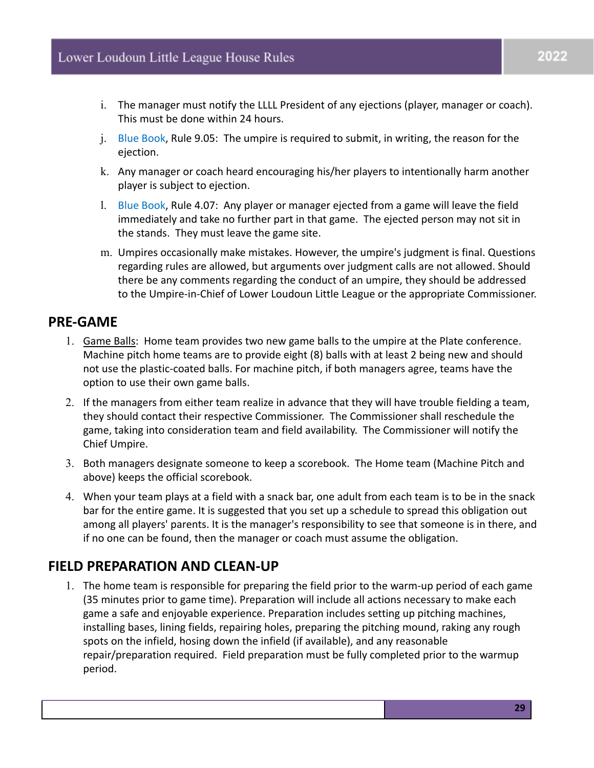i. The manager must notify the LLLL President of any ejections (player, manager or coach). This must be done within 24 hours.

j. Blue Book, Rule 9.05: The umpire is required to submit, in writing, the reason for the ejection.

k. Any manager or coach heard encouraging his/her players to intentionally harm another player is subject to ejection.

l. Blue Book, Rule 4.07: Any player or manager ejected from a game will leave the field immediately and take no further part in that game. The ejected person may not sit in the stands. They must leave the game site.

m. Umpires occasionally make mistakes. However, the umpire's judgment is final. Questions regarding rules are allowed, but arguments over judgment calls are not allowed. Should there be any comments regarding the conduct of an umpire, they should be addressed to the Umpire-in-Chief of Lower Loudoun Little League or the appropriate Commissioner.

## PRE-GAME

1. Game Balls: Home team provides two new game balls to the umpire at the Plate conference. Machine pitch home teams are to provide eight (8) balls with at least 2 being new and should not use the plastic-coated balls. For machine pitch, if both managers agree, teams have the option to use their own game balls.
2. If the managers from either team realize in advance that they will have trouble fielding a team, they should contact their respective Commissioner. The Commissioner shall reschedule the game, taking into consideration team and field availability. The Commissioner will notify the Chief Umpire.
3. Both managers designate someone to keep a scorebook. The Home team (Machine Pitch and above) keeps the official scorebook.
4. When your team plays at a field with a snack bar, one adult from each team is to be in the snack bar for the entire game. It is suggested that you set up a schedule to spread this obligation out among all players' parents. It is the manager's responsibility to see that someone is in there, and if no one can be found, then the manager or coach must assume the obligation.

## FIELD PREPARATION AND CLEAN-UP

1. The home team is responsible for preparing the field prior to the warm-up period of each game (35 minutes prior to game time). Preparation will include all actions necessary to make each game a safe and enjoyable experience. Preparation includes setting up pitching machines, installing bases, lining fields, repairing holes, preparing the pitching mound, raking any rough spots on the infield, hosing down the infield (if available), and any reasonable repair/preparation required. Field preparation must be fully completed prior to the warmup period.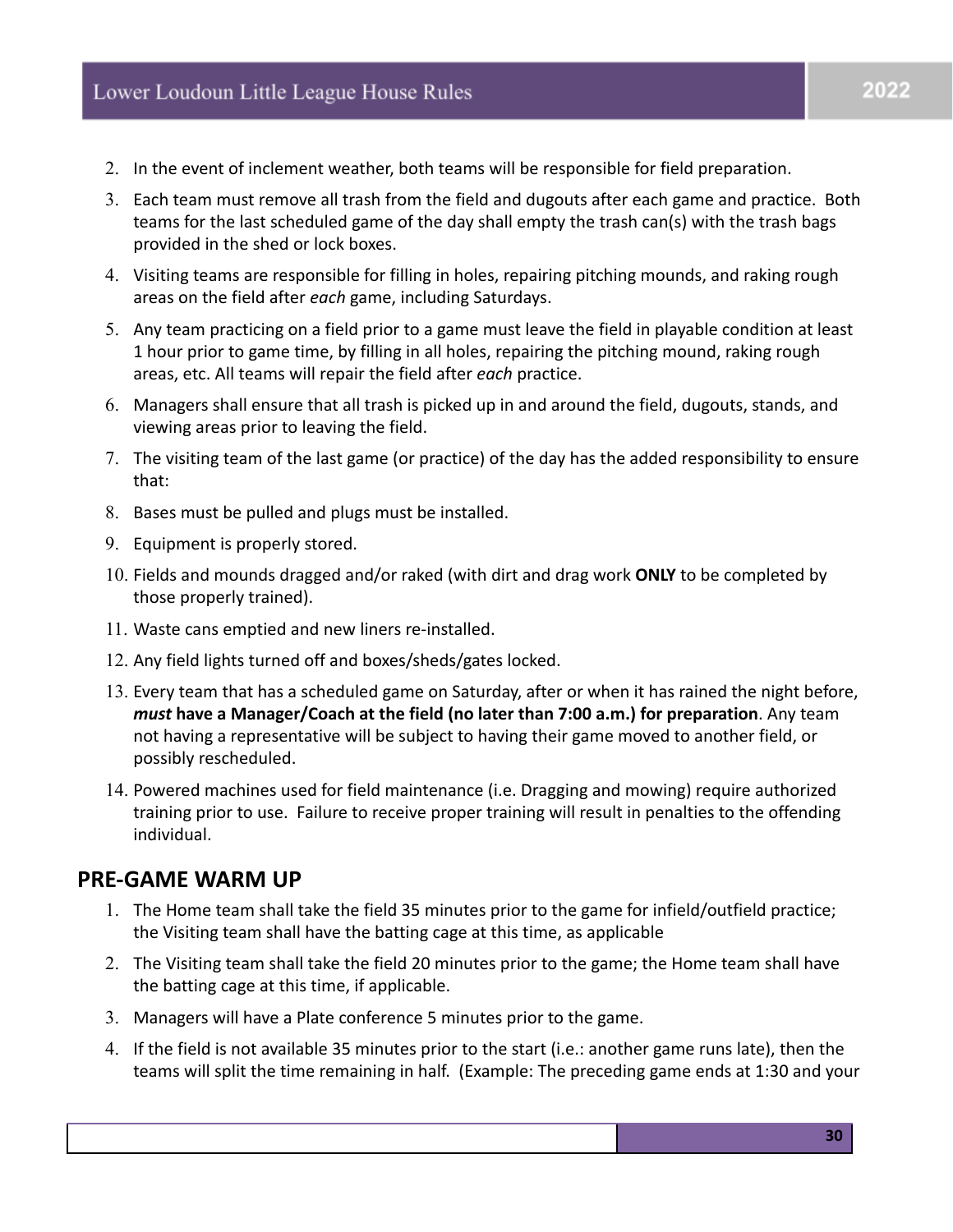2. In the event of inclement weather, both teams will be responsible for field preparation.
3. Each team must remove all trash from the field and dugouts after each game and practice. Both teams for the last scheduled game of the day shall empty the trash can(s) with the trash bags provided in the shed or lock boxes.
4. Visiting teams are responsible for filling in holes, repairing pitching mounds, and raking rough areas on the field after *each* game, including Saturdays.
5. Any team practicing on a field prior to a game must leave the field in playable condition at least 1 hour prior to game time, by filling in all holes, repairing the pitching mound, raking rough areas, etc. All teams will repair the field after *each* practice.
6. Managers shall ensure that all trash is picked up in and around the field, dugouts, stands, and viewing areas prior to leaving the field.
7. The visiting team of the last game (or practice) of the day has the added responsibility to ensure that:
8. Bases must be pulled and plugs must be installed.
9. Equipment is properly stored.
10. Fields and mounds dragged and/or raked (with dirt and drag work **ONLY** to be completed by those properly trained).
11. Waste cans emptied and new liners re-installed.
12. Any field lights turned off and boxes/sheds/gates locked.
13. Every team that has a scheduled game on Saturday, after or when it has rained the night before, ***must*** **have a Manager/Coach at the field (no later than 7:00 a.m.) for preparation**. Any team not having a representative will be subject to having their game moved to another field, or possibly rescheduled.
14. Powered machines used for field maintenance (i.e. Dragging and mowing) require authorized training prior to use. Failure to receive proper training will result in penalties to the offending individual.

## PRE-GAME WARM UP

1. The Home team shall take the field 35 minutes prior to the game for infield/outfield practice; the Visiting team shall have the batting cage at this time, as applicable
2. The Visiting team shall take the field 20 minutes prior to the game; the Home team shall have the batting cage at this time, if applicable.
3. Managers will have a Plate conference 5 minutes prior to the game.
4. If the field is not available 35 minutes prior to the start (i.e.: another game runs late), then the teams will split the time remaining in half. (Example: The preceding game ends at 1:30 and your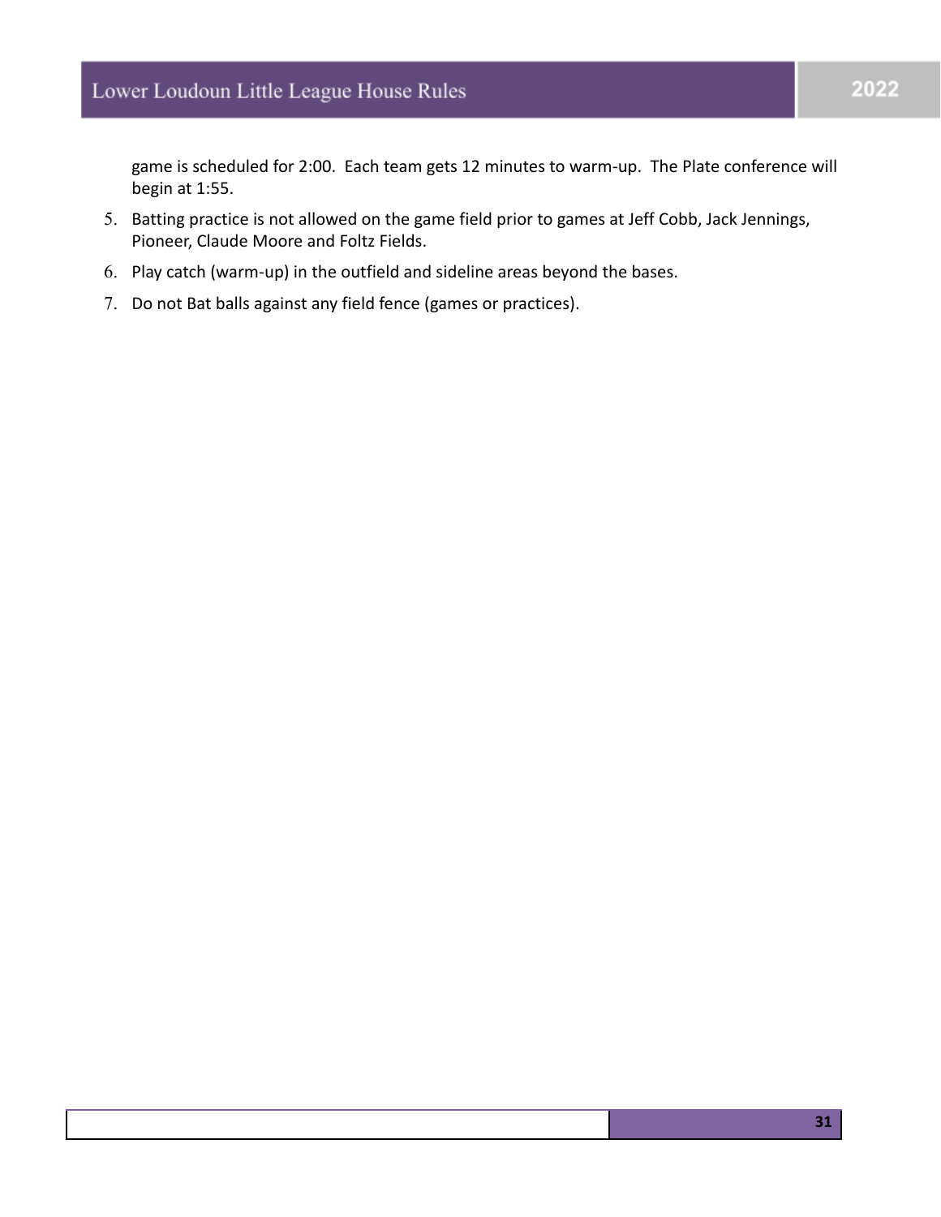game is scheduled for 2:00. Each team gets 12 minutes to warm-up. The Plate conference will begin at 1:55.

5. Batting practice is not allowed on the game field prior to games at Jeff Cobb, Jack Jennings, Pioneer, Claude Moore and Foltz Fields.
6. Play catch (warm-up) in the outfield and sideline areas beyond the bases.
7. Do not Bat balls against any field fence (games or practices).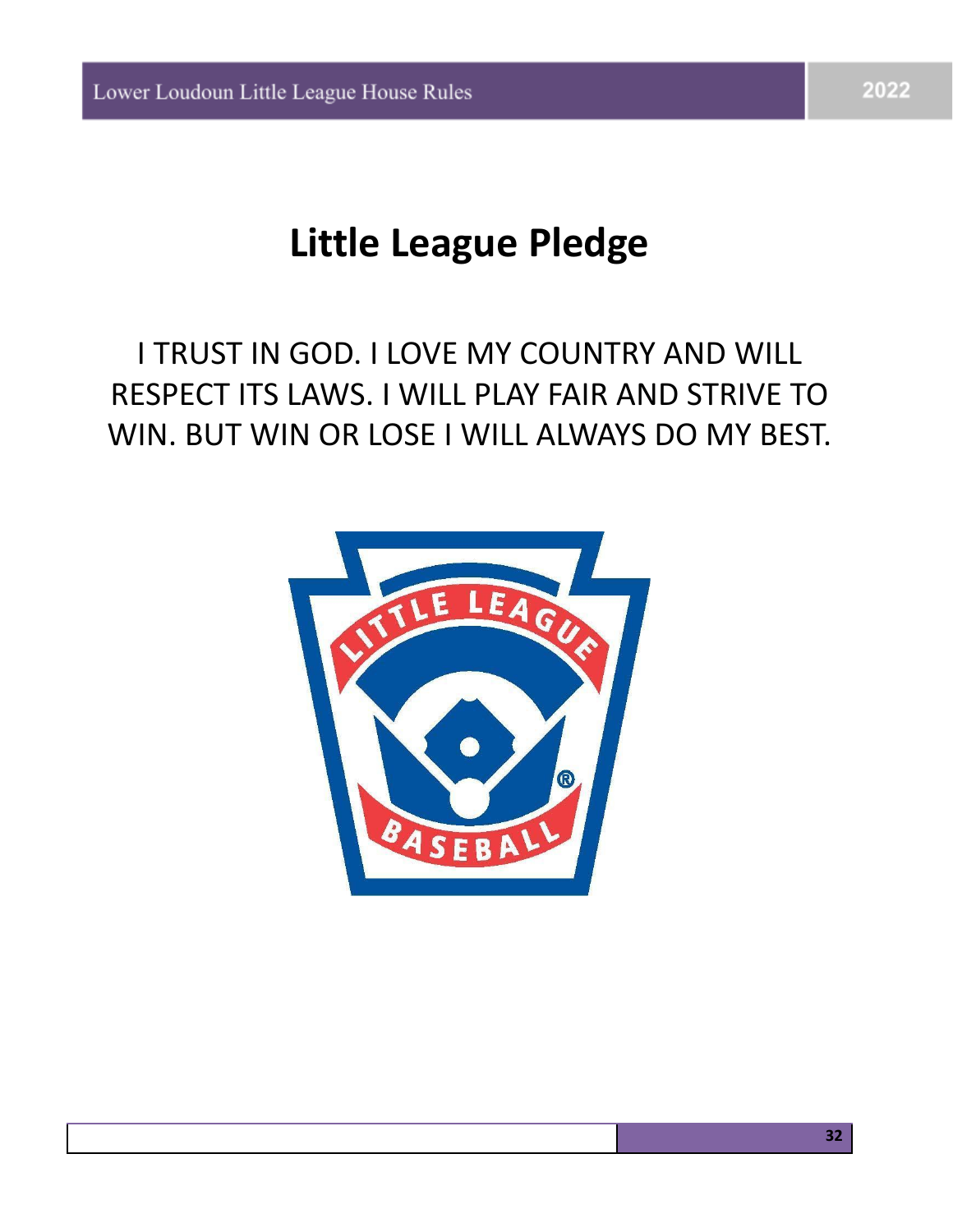# Little League Pledge

I TRUST IN GOD. I LOVE MY COUNTRY AND WILL RESPECT ITS LAWS. I WILL PLAY FAIR AND STRIVE TO WIN. BUT WIN OR LOSE I WILL ALWAYS DO MY BEST.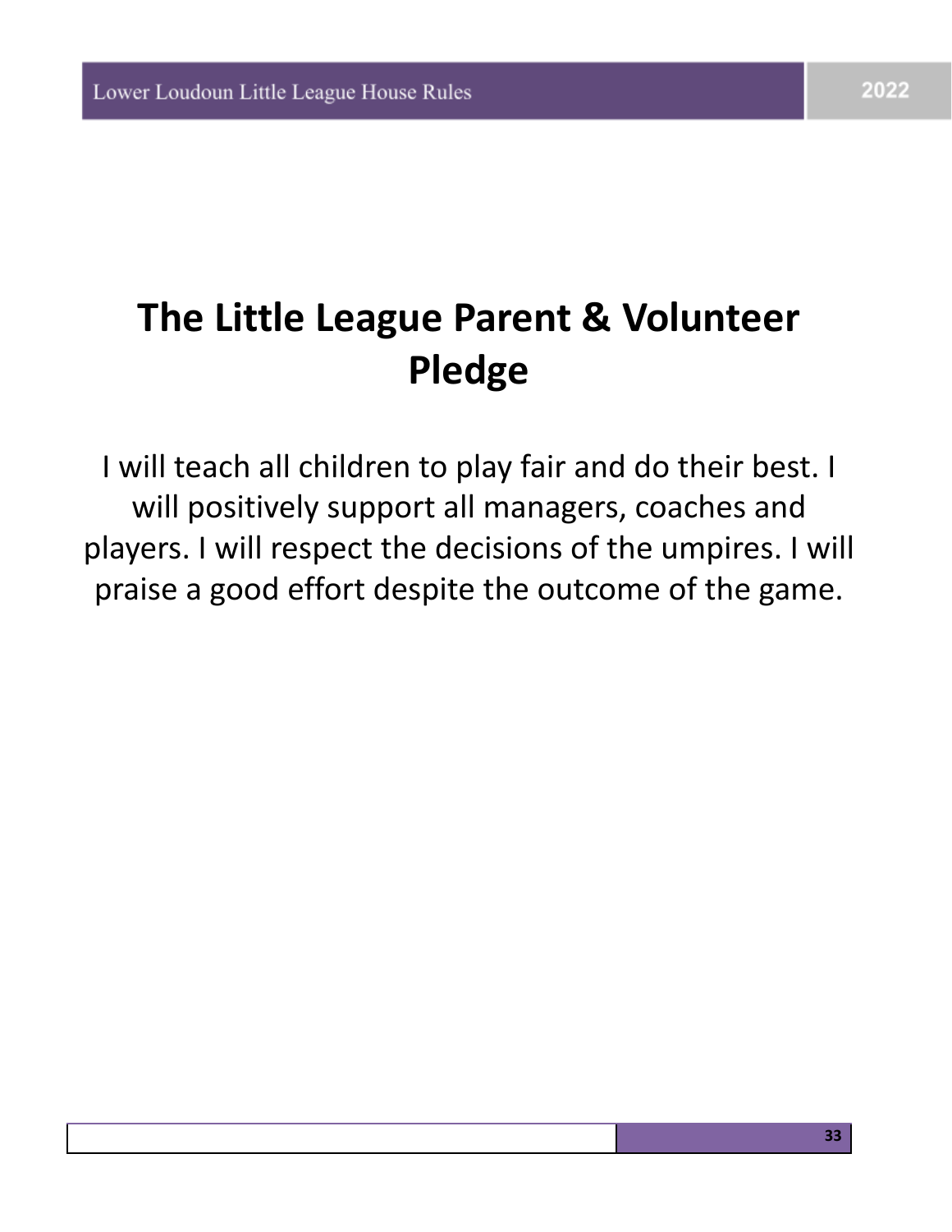# The Little League Parent & Volunteer Pledge

I will teach all children to play fair and do their best. I will positively support all managers, coaches and players. I will respect the decisions of the umpires. I will praise a good effort despite the outcome of the game.